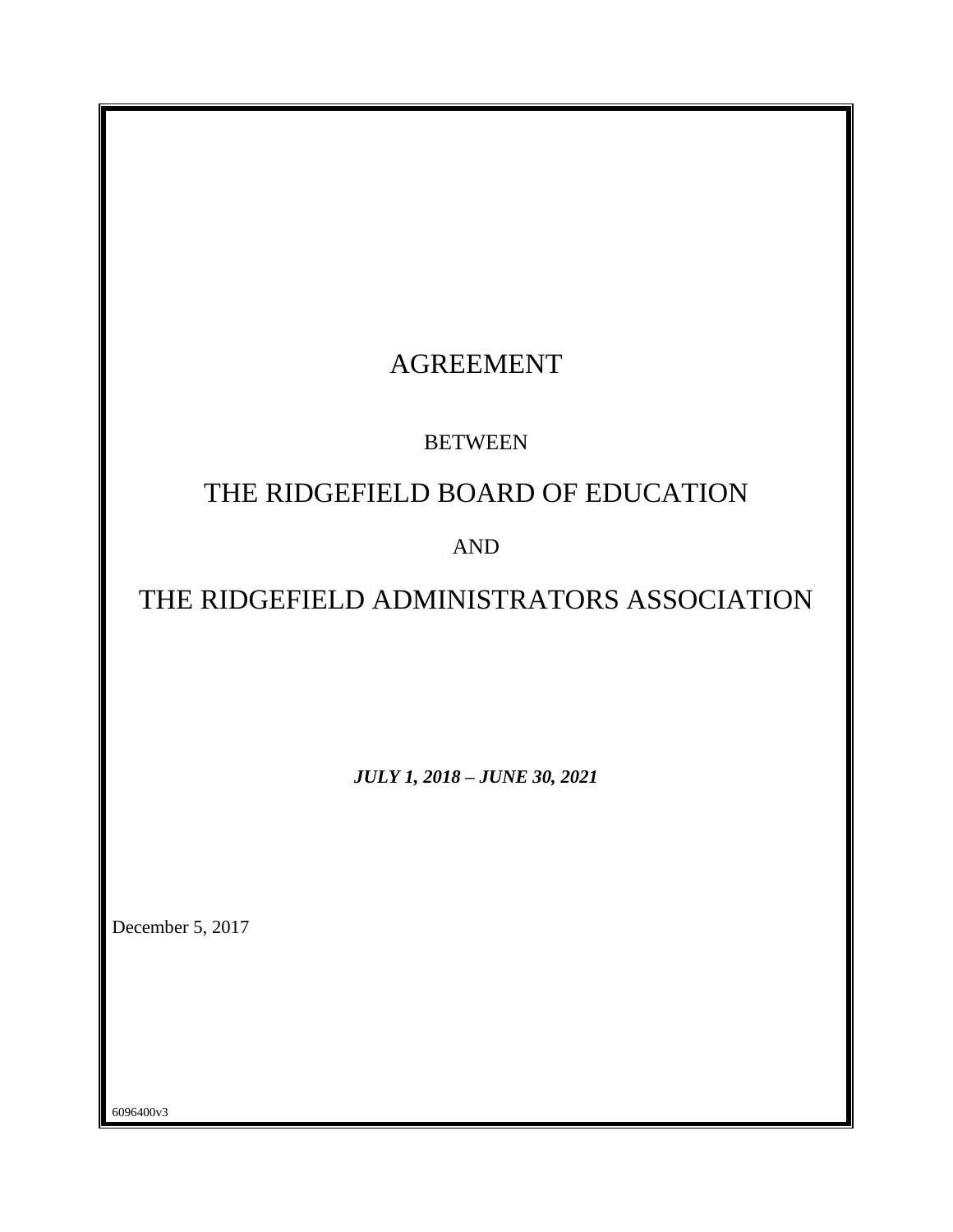# AGREEMENT

BETWEEN

# THE RIDGEFIELD BOARD OF EDUCATION

AND

# THE RIDGEFIELD ADMINISTRATORS ASSOCIATION

***JULY 1, 2018 – JUNE 30, 2021***

December 5, 2017

6096400v3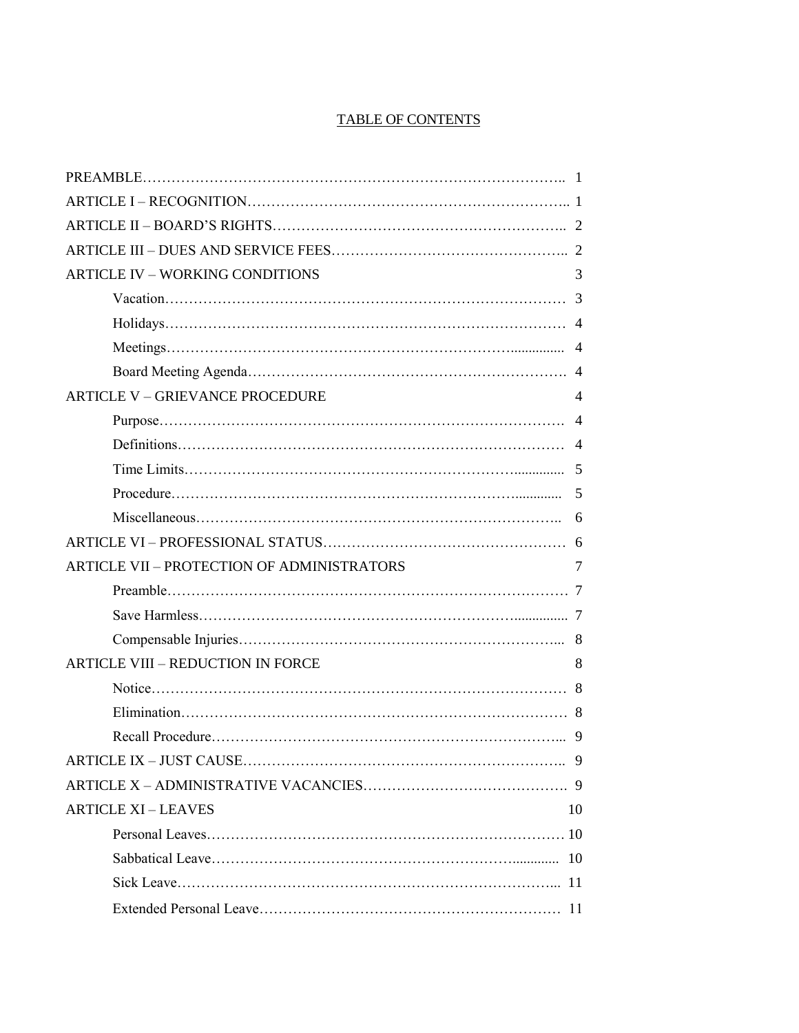# TABLE OF CONTENTS

PREAMBLE.................................................................................. 1

ARTICLE I – RECOGNITION.......................................................... 1

ARTICLE II – BOARD'S RIGHTS.................................................... 2

ARTICLE III – DUES AND SERVICE FEES...................................... 2

ARTICLE IV – WORKING CONDITIONS 3

- Vacation........................................................................ 3
- Holidays........................................................................ 4
- Meetings........................................................................ 4
- Board Meeting Agenda...................................................... 4

ARTICLE V – GRIEVANCE PROCEDURE 4

- Purpose......................................................................... 4
- Definitions..................................................................... 4
- Time Limits.................................................................... 5
- Procedure...................................................................... 5
- Miscellaneous................................................................. 6

ARTICLE VI – PROFESSIONAL STATUS......................................... 6

ARTICLE VII – PROTECTION OF ADMINISTRATORS 7

- Preamble....................................................................... 7
- Save Harmless................................................................ 7
- Compensable Injuries....................................................... 8

ARTICLE VIII – REDUCTION IN FORCE 8

- Notice........................................................................... 8
- Elimination..................................................................... 8
- Recall Procedure.............................................................. 9

ARTICLE IX – JUST CAUSE......................................................... 9

ARTICLE X – ADMINISTRATIVE VACANCIES.................................. 9

ARTICLE XI – LEAVES 10

- Personal Leaves.............................................................. 10
- Sabbatical Leave............................................................. 10
- Sick Leave..................................................................... 11
- Extended Personal Leave.................................................. 11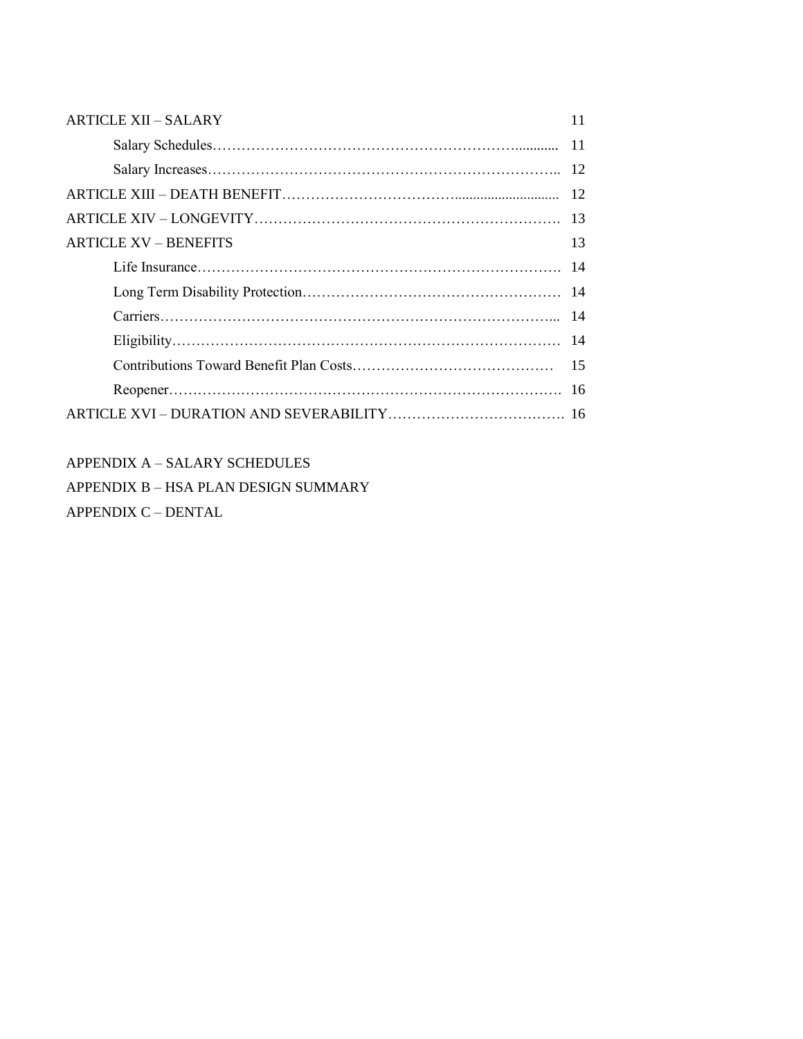| | |
|---|---|
| ARTICLE XII – SALARY | 11 |
| Salary Schedules | 11 |
| Salary Increases | 12 |
| ARTICLE XIII – DEATH BENEFIT | 12 |
| ARTICLE XIV – LONGEVITY | 13 |
| ARTICLE XV – BENEFITS | 13 |
| Life Insurance | 14 |
| Long Term Disability Protection | 14 |
| Carriers | 14 |
| Eligibility | 14 |
| Contributions Toward Benefit Plan Costs | 15 |
| Reopener | 16 |
| ARTICLE XVI – DURATION AND SEVERABILITY | 16 |

APPENDIX A – SALARY SCHEDULES

APPENDIX B – HSA PLAN DESIGN SUMMARY

APPENDIX C – DENTAL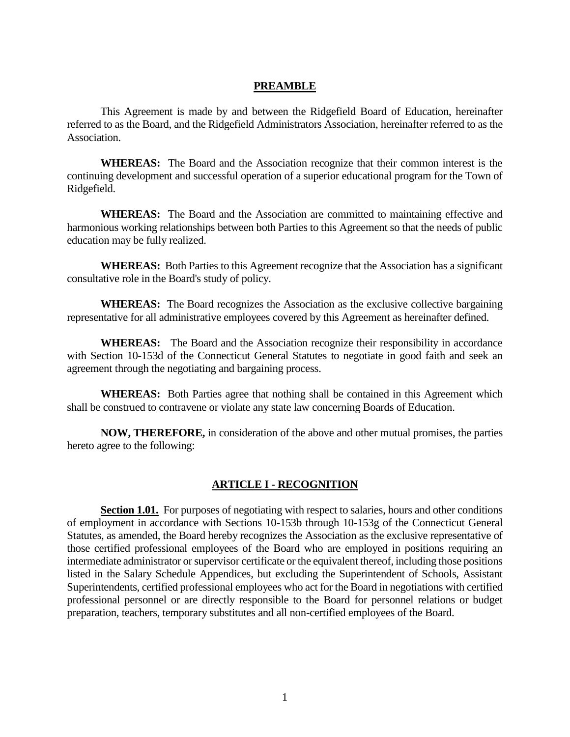## PREAMBLE

This Agreement is made by and between the Ridgefield Board of Education, hereinafter referred to as the Board, and the Ridgefield Administrators Association, hereinafter referred to as the Association.

**WHEREAS:** The Board and the Association recognize that their common interest is the continuing development and successful operation of a superior educational program for the Town of Ridgefield.

**WHEREAS:** The Board and the Association are committed to maintaining effective and harmonious working relationships between both Parties to this Agreement so that the needs of public education may be fully realized.

**WHEREAS:** Both Parties to this Agreement recognize that the Association has a significant consultative role in the Board's study of policy.

**WHEREAS:** The Board recognizes the Association as the exclusive collective bargaining representative for all administrative employees covered by this Agreement as hereinafter defined.

**WHEREAS:** The Board and the Association recognize their responsibility in accordance with Section 10-153d of the Connecticut General Statutes to negotiate in good faith and seek an agreement through the negotiating and bargaining process.

**WHEREAS:** Both Parties agree that nothing shall be contained in this Agreement which shall be construed to contravene or violate any state law concerning Boards of Education.

**NOW, THEREFORE,** in consideration of the above and other mutual promises, the parties hereto agree to the following:

## ARTICLE I - RECOGNITION

**Section 1.01.** For purposes of negotiating with respect to salaries, hours and other conditions of employment in accordance with Sections 10-153b through 10-153g of the Connecticut General Statutes, as amended, the Board hereby recognizes the Association as the exclusive representative of those certified professional employees of the Board who are employed in positions requiring an intermediate administrator or supervisor certificate or the equivalent thereof, including those positions listed in the Salary Schedule Appendices, but excluding the Superintendent of Schools, Assistant Superintendents, certified professional employees who act for the Board in negotiations with certified professional personnel or are directly responsible to the Board for personnel relations or budget preparation, teachers, temporary substitutes and all non-certified employees of the Board.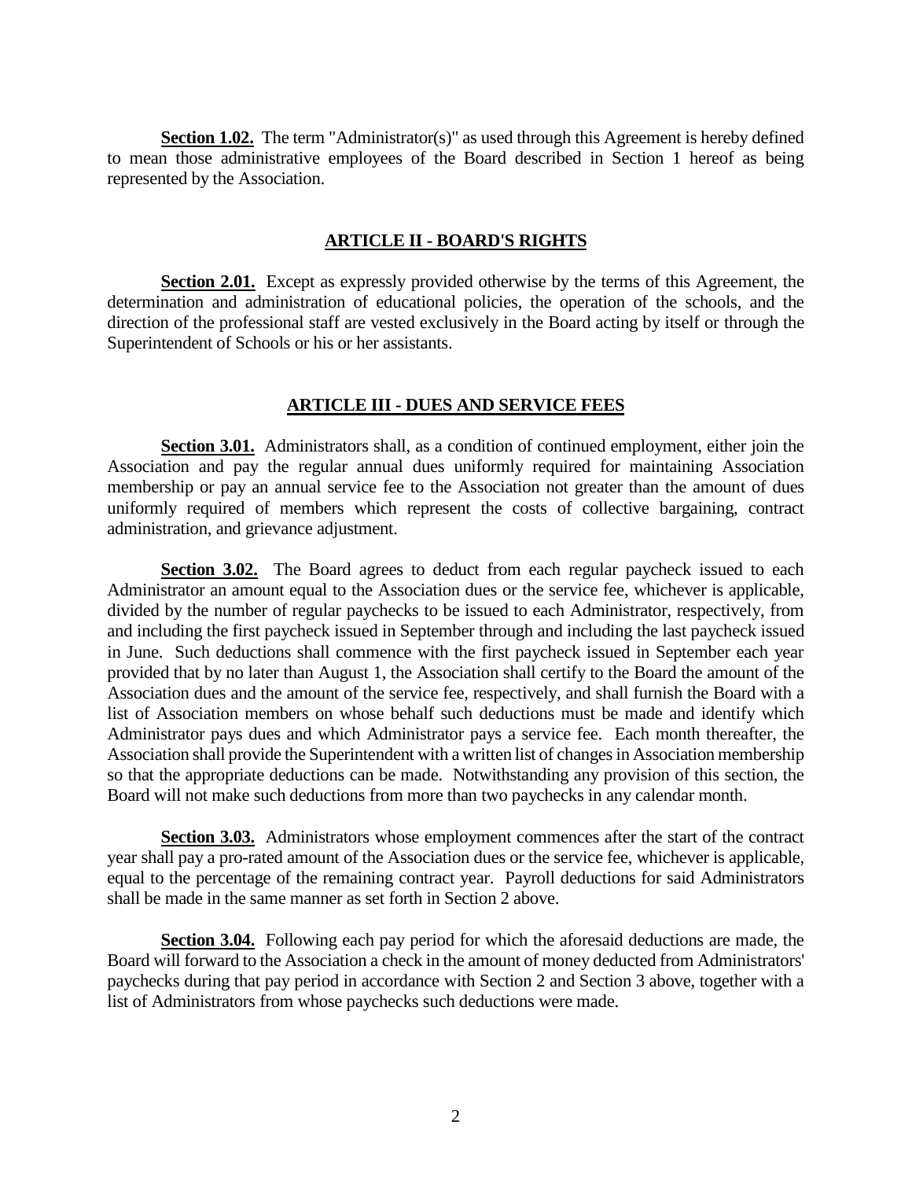**Section 1.02.** The term "Administrator(s)" as used through this Agreement is hereby defined to mean those administrative employees of the Board described in Section 1 hereof as being represented by the Association.

## ARTICLE II - BOARD'S RIGHTS

**Section 2.01.** Except as expressly provided otherwise by the terms of this Agreement, the determination and administration of educational policies, the operation of the schools, and the direction of the professional staff are vested exclusively in the Board acting by itself or through the Superintendent of Schools or his or her assistants.

## ARTICLE III - DUES AND SERVICE FEES

**Section 3.01.** Administrators shall, as a condition of continued employment, either join the Association and pay the regular annual dues uniformly required for maintaining Association membership or pay an annual service fee to the Association not greater than the amount of dues uniformly required of members which represent the costs of collective bargaining, contract administration, and grievance adjustment.

**Section 3.02.** The Board agrees to deduct from each regular paycheck issued to each Administrator an amount equal to the Association dues or the service fee, whichever is applicable, divided by the number of regular paychecks to be issued to each Administrator, respectively, from and including the first paycheck issued in September through and including the last paycheck issued in June. Such deductions shall commence with the first paycheck issued in September each year provided that by no later than August 1, the Association shall certify to the Board the amount of the Association dues and the amount of the service fee, respectively, and shall furnish the Board with a list of Association members on whose behalf such deductions must be made and identify which Administrator pays dues and which Administrator pays a service fee. Each month thereafter, the Association shall provide the Superintendent with a written list of changes in Association membership so that the appropriate deductions can be made. Notwithstanding any provision of this section, the Board will not make such deductions from more than two paychecks in any calendar month.

**Section 3.03.** Administrators whose employment commences after the start of the contract year shall pay a pro-rated amount of the Association dues or the service fee, whichever is applicable, equal to the percentage of the remaining contract year. Payroll deductions for said Administrators shall be made in the same manner as set forth in Section 2 above.

**Section 3.04.** Following each pay period for which the aforesaid deductions are made, the Board will forward to the Association a check in the amount of money deducted from Administrators' paychecks during that pay period in accordance with Section 2 and Section 3 above, together with a list of Administrators from whose paychecks such deductions were made.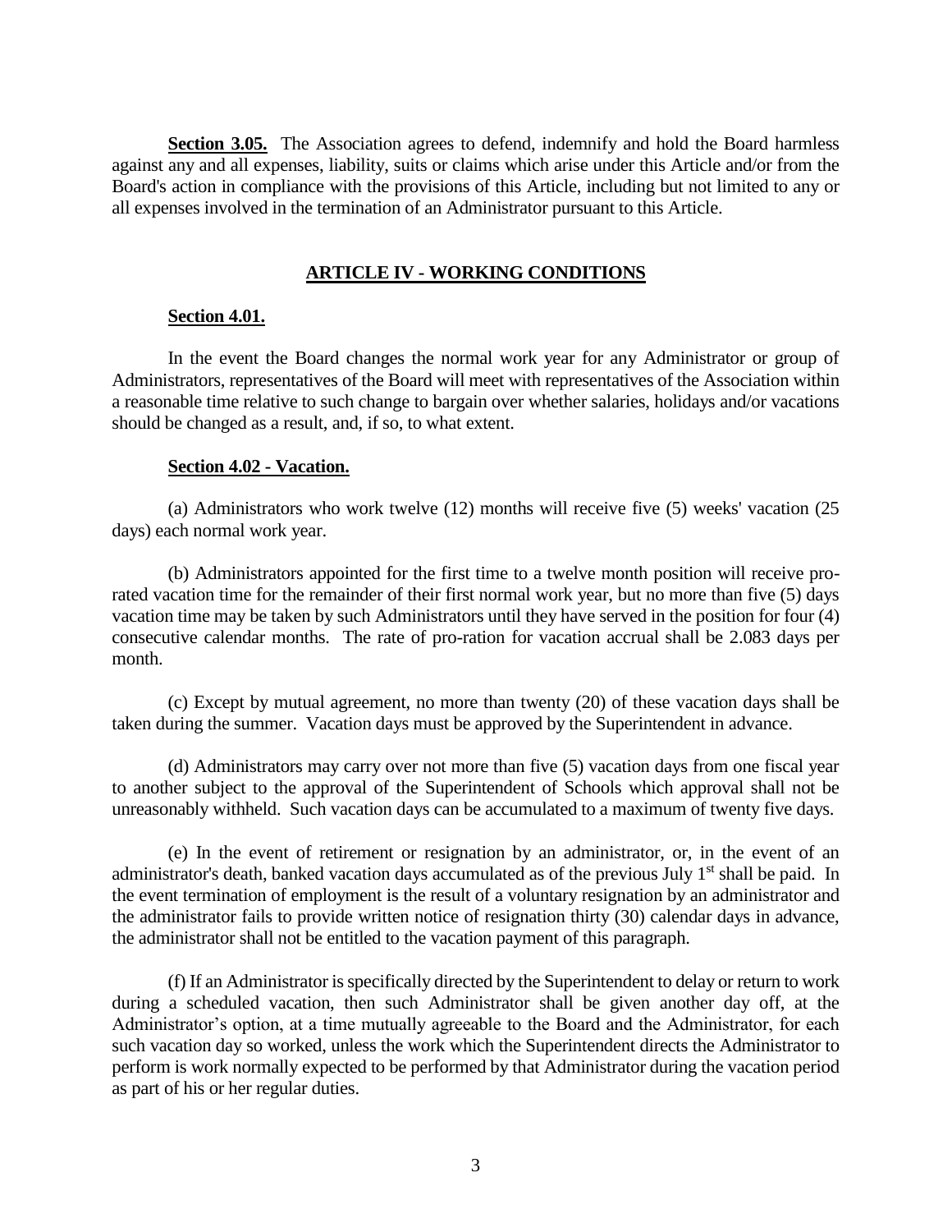**Section 3.05.** The Association agrees to defend, indemnify and hold the Board harmless against any and all expenses, liability, suits or claims which arise under this Article and/or from the Board's action in compliance with the provisions of this Article, including but not limited to any or all expenses involved in the termination of an Administrator pursuant to this Article.

## ARTICLE IV - WORKING CONDITIONS

**Section 4.01.**

In the event the Board changes the normal work year for any Administrator or group of Administrators, representatives of the Board will meet with representatives of the Association within a reasonable time relative to such change to bargain over whether salaries, holidays and/or vacations should be changed as a result, and, if so, to what extent.

**Section 4.02 - Vacation.**

(a) Administrators who work twelve (12) months will receive five (5) weeks' vacation (25 days) each normal work year.

(b) Administrators appointed for the first time to a twelve month position will receive pro-rated vacation time for the remainder of their first normal work year, but no more than five (5) days vacation time may be taken by such Administrators until they have served in the position for four (4) consecutive calendar months. The rate of pro-ration for vacation accrual shall be 2.083 days per month.

(c) Except by mutual agreement, no more than twenty (20) of these vacation days shall be taken during the summer. Vacation days must be approved by the Superintendent in advance.

(d) Administrators may carry over not more than five (5) vacation days from one fiscal year to another subject to the approval of the Superintendent of Schools which approval shall not be unreasonably withheld. Such vacation days can be accumulated to a maximum of twenty five days.

(e) In the event of retirement or resignation by an administrator, or, in the event of an administrator's death, banked vacation days accumulated as of the previous July 1st shall be paid. In the event termination of employment is the result of a voluntary resignation by an administrator and the administrator fails to provide written notice of resignation thirty (30) calendar days in advance, the administrator shall not be entitled to the vacation payment of this paragraph.

(f) If an Administrator is specifically directed by the Superintendent to delay or return to work during a scheduled vacation, then such Administrator shall be given another day off, at the Administrator's option, at a time mutually agreeable to the Board and the Administrator, for each such vacation day so worked, unless the work which the Superintendent directs the Administrator to perform is work normally expected to be performed by that Administrator during the vacation period as part of his or her regular duties.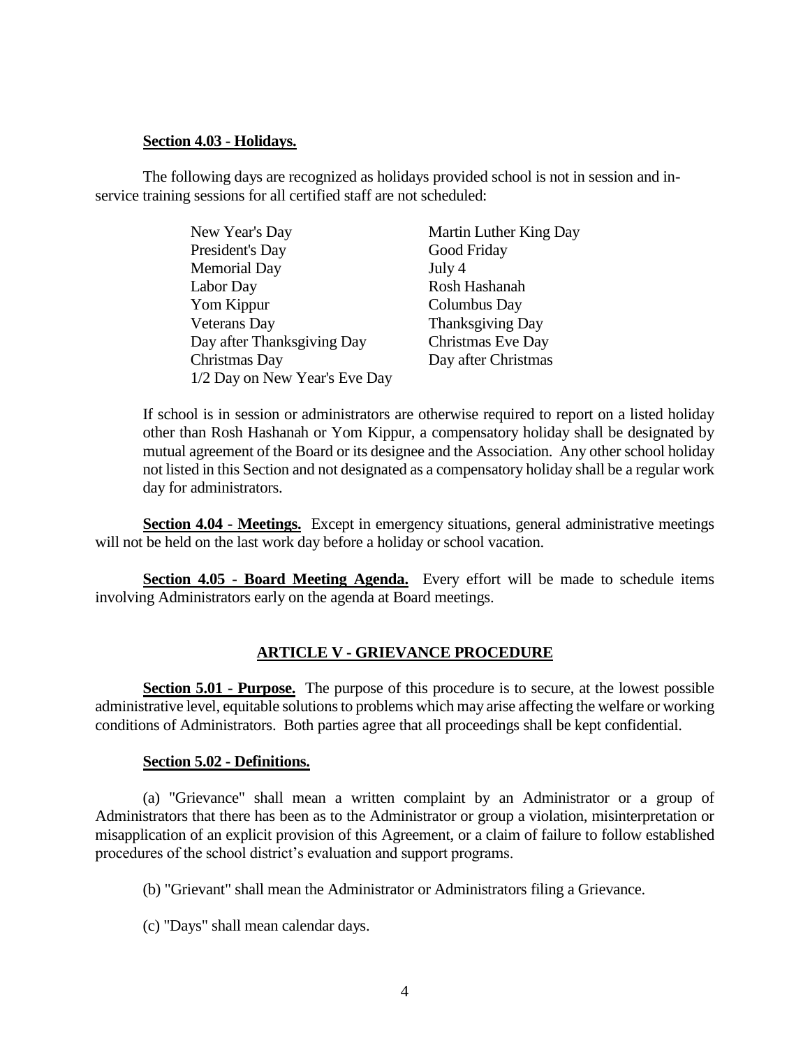**Section 4.03 - Holidays.**

The following days are recognized as holidays provided school is not in session and in-service training sessions for all certified staff are not scheduled:

| | |
|---|---|
| New Year's Day | Martin Luther King Day |
| President's Day | Good Friday |
| Memorial Day | July 4 |
| Labor Day | Rosh Hashanah |
| Yom Kippur | Columbus Day |
| Veterans Day | Thanksgiving Day |
| Day after Thanksgiving Day | Christmas Eve Day |
| Christmas Day | Day after Christmas |
| 1/2 Day on New Year's Eve Day | |

If school is in session or administrators are otherwise required to report on a listed holiday other than Rosh Hashanah or Yom Kippur, a compensatory holiday shall be designated by mutual agreement of the Board or its designee and the Association. Any other school holiday not listed in this Section and not designated as a compensatory holiday shall be a regular work day for administrators.

**Section 4.04 - Meetings.** Except in emergency situations, general administrative meetings will not be held on the last work day before a holiday or school vacation.

**Section 4.05 - Board Meeting Agenda.** Every effort will be made to schedule items involving Administrators early on the agenda at Board meetings.

## ARTICLE V - GRIEVANCE PROCEDURE

**Section 5.01 - Purpose.** The purpose of this procedure is to secure, at the lowest possible administrative level, equitable solutions to problems which may arise affecting the welfare or working conditions of Administrators. Both parties agree that all proceedings shall be kept confidential.

**Section 5.02 - Definitions.**

(a) "Grievance" shall mean a written complaint by an Administrator or a group of Administrators that there has been as to the Administrator or group a violation, misinterpretation or misapplication of an explicit provision of this Agreement, or a claim of failure to follow established procedures of the school district's evaluation and support programs.

(b) "Grievant" shall mean the Administrator or Administrators filing a Grievance.

(c) "Days" shall mean calendar days.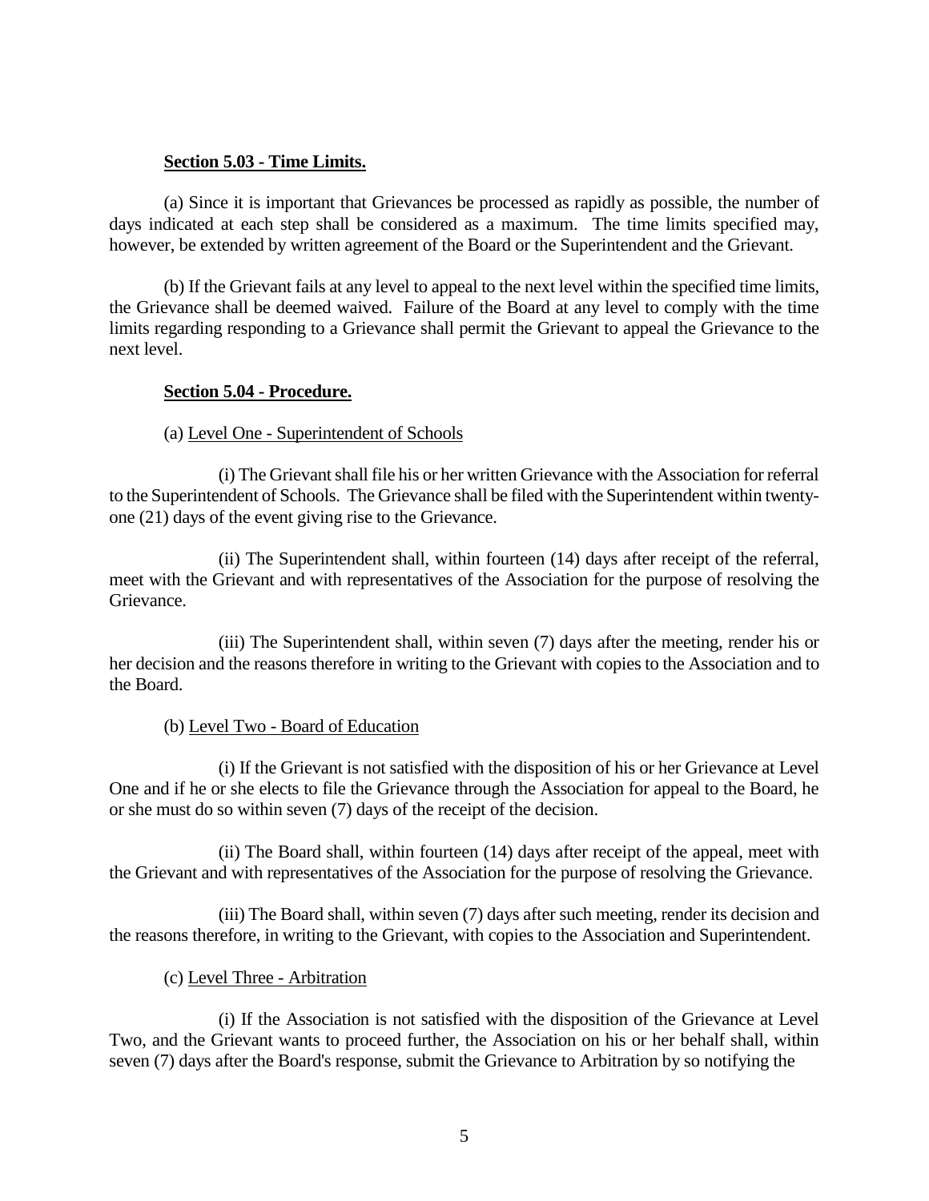**Section 5.03 - Time Limits.**

(a) Since it is important that Grievances be processed as rapidly as possible, the number of days indicated at each step shall be considered as a maximum. The time limits specified may, however, be extended by written agreement of the Board or the Superintendent and the Grievant.

(b) If the Grievant fails at any level to appeal to the next level within the specified time limits, the Grievance shall be deemed waived. Failure of the Board at any level to comply with the time limits regarding responding to a Grievance shall permit the Grievant to appeal the Grievance to the next level.

**Section 5.04 - Procedure.**

(a) Level One - Superintendent of Schools

(i) The Grievant shall file his or her written Grievance with the Association for referral to the Superintendent of Schools. The Grievance shall be filed with the Superintendent within twenty-one (21) days of the event giving rise to the Grievance.

(ii) The Superintendent shall, within fourteen (14) days after receipt of the referral, meet with the Grievant and with representatives of the Association for the purpose of resolving the Grievance.

(iii) The Superintendent shall, within seven (7) days after the meeting, render his or her decision and the reasons therefore in writing to the Grievant with copies to the Association and to the Board.

(b) Level Two - Board of Education

(i) If the Grievant is not satisfied with the disposition of his or her Grievance at Level One and if he or she elects to file the Grievance through the Association for appeal to the Board, he or she must do so within seven (7) days of the receipt of the decision.

(ii) The Board shall, within fourteen (14) days after receipt of the appeal, meet with the Grievant and with representatives of the Association for the purpose of resolving the Grievance.

(iii) The Board shall, within seven (7) days after such meeting, render its decision and the reasons therefore, in writing to the Grievant, with copies to the Association and Superintendent.

(c) Level Three - Arbitration

(i) If the Association is not satisfied with the disposition of the Grievance at Level Two, and the Grievant wants to proceed further, the Association on his or her behalf shall, within seven (7) days after the Board's response, submit the Grievance to Arbitration by so notifying the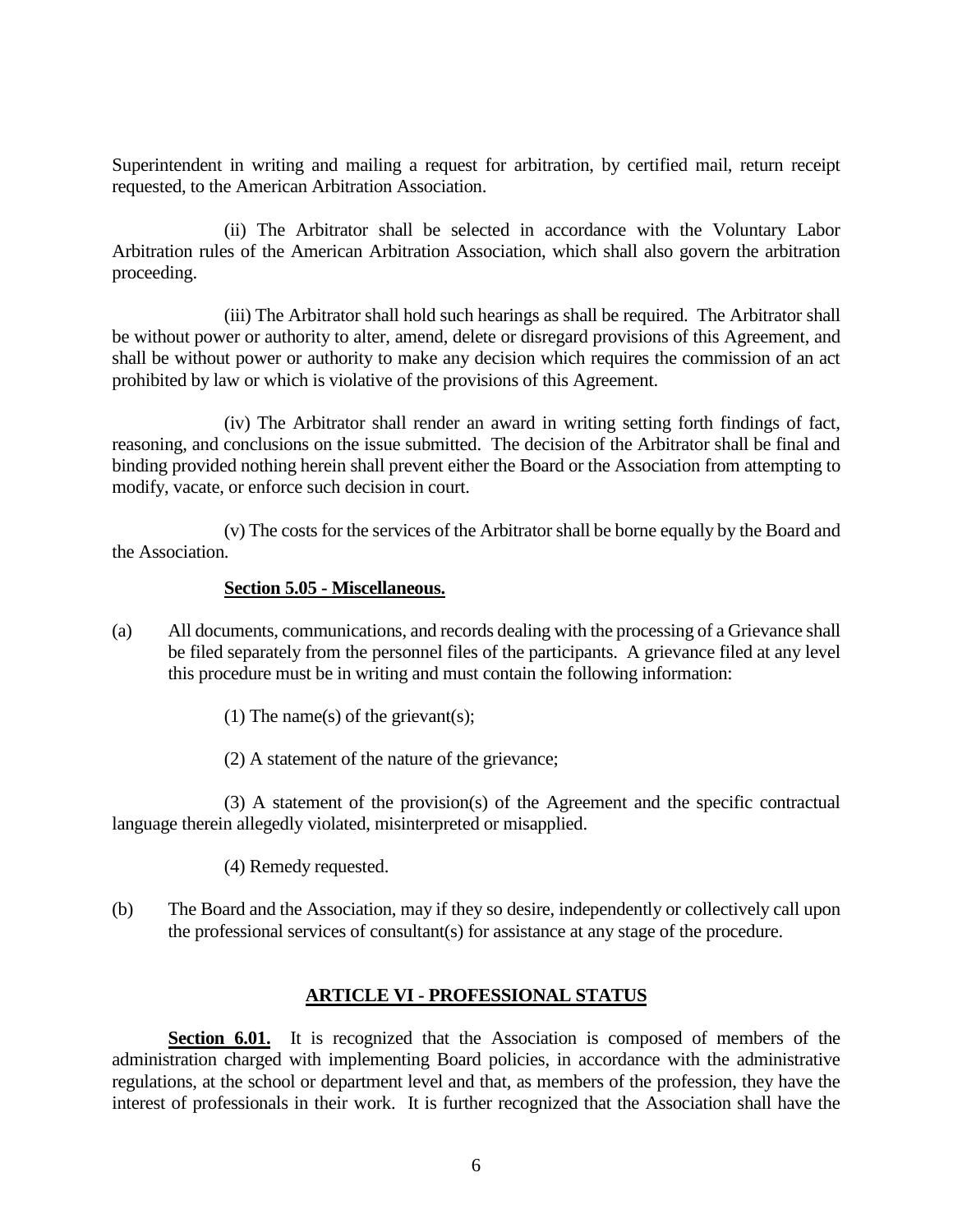Superintendent in writing and mailing a request for arbitration, by certified mail, return receipt requested, to the American Arbitration Association.

(ii) The Arbitrator shall be selected in accordance with the Voluntary Labor Arbitration rules of the American Arbitration Association, which shall also govern the arbitration proceeding.

(iii) The Arbitrator shall hold such hearings as shall be required. The Arbitrator shall be without power or authority to alter, amend, delete or disregard provisions of this Agreement, and shall be without power or authority to make any decision which requires the commission of an act prohibited by law or which is violative of the provisions of this Agreement.

(iv) The Arbitrator shall render an award in writing setting forth findings of fact, reasoning, and conclusions on the issue submitted. The decision of the Arbitrator shall be final and binding provided nothing herein shall prevent either the Board or the Association from attempting to modify, vacate, or enforce such decision in court.

(v) The costs for the services of the Arbitrator shall be borne equally by the Board and the Association.

**Section 5.05 - Miscellaneous.**

(a) All documents, communications, and records dealing with the processing of a Grievance shall be filed separately from the personnel files of the participants. A grievance filed at any level this procedure must be in writing and must contain the following information:

(1) The name(s) of the grievant(s);

(2) A statement of the nature of the grievance;

(3) A statement of the provision(s) of the Agreement and the specific contractual language therein allegedly violated, misinterpreted or misapplied.

(4) Remedy requested.

(b) The Board and the Association, may if they so desire, independently or collectively call upon the professional services of consultant(s) for assistance at any stage of the procedure.

## ARTICLE VI - PROFESSIONAL STATUS

**Section 6.01.** It is recognized that the Association is composed of members of the administration charged with implementing Board policies, in accordance with the administrative regulations, at the school or department level and that, as members of the profession, they have the interest of professionals in their work. It is further recognized that the Association shall have the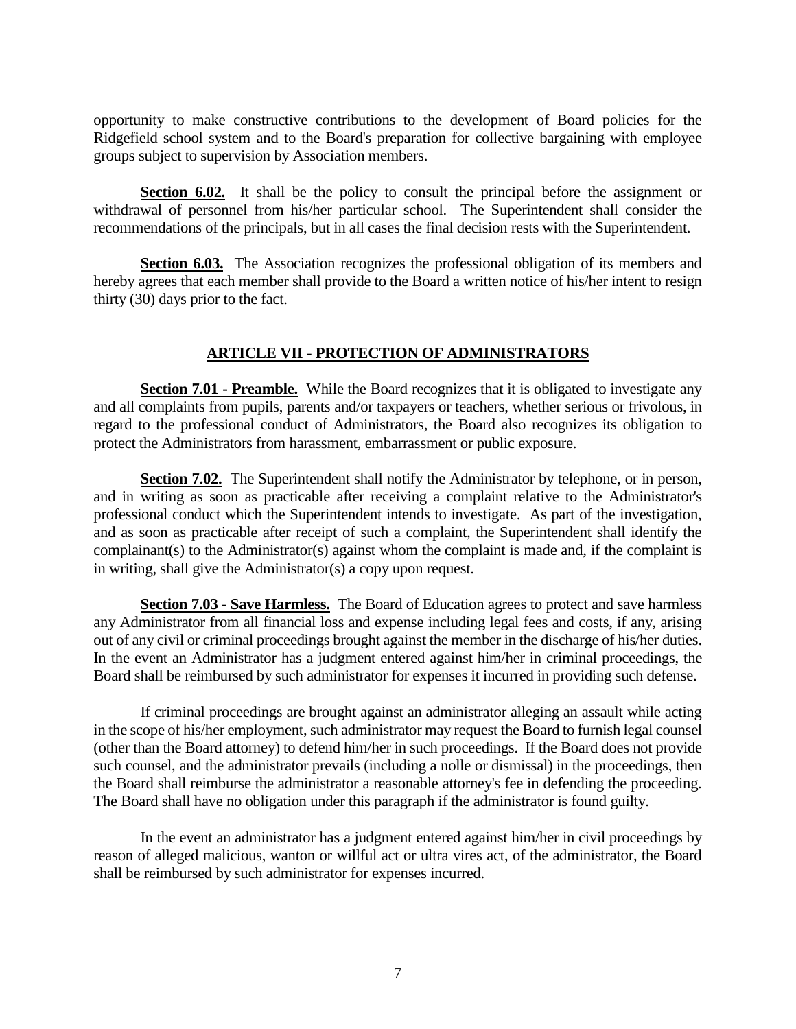opportunity to make constructive contributions to the development of Board policies for the Ridgefield school system and to the Board's preparation for collective bargaining with employee groups subject to supervision by Association members.

**Section 6.02.** It shall be the policy to consult the principal before the assignment or withdrawal of personnel from his/her particular school. The Superintendent shall consider the recommendations of the principals, but in all cases the final decision rests with the Superintendent.

**Section 6.03.** The Association recognizes the professional obligation of its members and hereby agrees that each member shall provide to the Board a written notice of his/her intent to resign thirty (30) days prior to the fact.

## ARTICLE VII - PROTECTION OF ADMINISTRATORS

**Section 7.01 - Preamble.** While the Board recognizes that it is obligated to investigate any and all complaints from pupils, parents and/or taxpayers or teachers, whether serious or frivolous, in regard to the professional conduct of Administrators, the Board also recognizes its obligation to protect the Administrators from harassment, embarrassment or public exposure.

**Section 7.02.** The Superintendent shall notify the Administrator by telephone, or in person, and in writing as soon as practicable after receiving a complaint relative to the Administrator's professional conduct which the Superintendent intends to investigate. As part of the investigation, and as soon as practicable after receipt of such a complaint, the Superintendent shall identify the complainant(s) to the Administrator(s) against whom the complaint is made and, if the complaint is in writing, shall give the Administrator(s) a copy upon request.

**Section 7.03 - Save Harmless.** The Board of Education agrees to protect and save harmless any Administrator from all financial loss and expense including legal fees and costs, if any, arising out of any civil or criminal proceedings brought against the member in the discharge of his/her duties. In the event an Administrator has a judgment entered against him/her in criminal proceedings, the Board shall be reimbursed by such administrator for expenses it incurred in providing such defense.

If criminal proceedings are brought against an administrator alleging an assault while acting in the scope of his/her employment, such administrator may request the Board to furnish legal counsel (other than the Board attorney) to defend him/her in such proceedings. If the Board does not provide such counsel, and the administrator prevails (including a nolle or dismissal) in the proceedings, then the Board shall reimburse the administrator a reasonable attorney's fee in defending the proceeding. The Board shall have no obligation under this paragraph if the administrator is found guilty.

In the event an administrator has a judgment entered against him/her in civil proceedings by reason of alleged malicious, wanton or willful act or ultra vires act, of the administrator, the Board shall be reimbursed by such administrator for expenses incurred.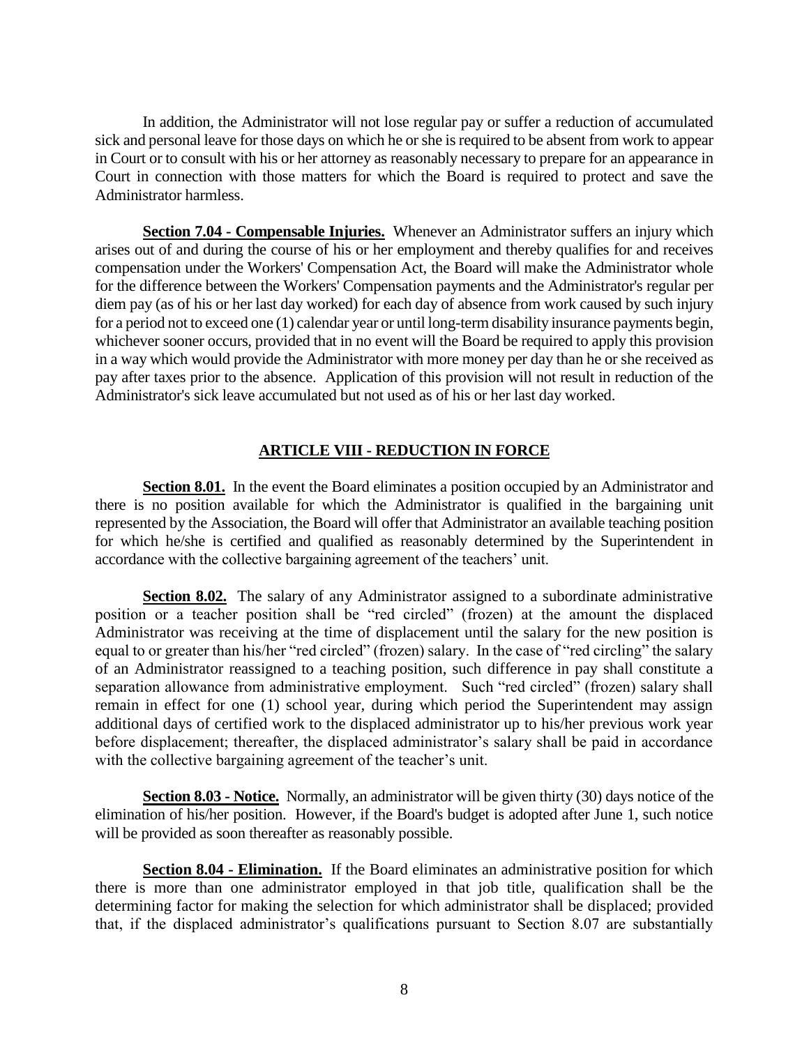In addition, the Administrator will not lose regular pay or suffer a reduction of accumulated sick and personal leave for those days on which he or she is required to be absent from work to appear in Court or to consult with his or her attorney as reasonably necessary to prepare for an appearance in Court in connection with those matters for which the Board is required to protect and save the Administrator harmless.

**Section 7.04 - Compensable Injuries.** Whenever an Administrator suffers an injury which arises out of and during the course of his or her employment and thereby qualifies for and receives compensation under the Workers' Compensation Act, the Board will make the Administrator whole for the difference between the Workers' Compensation payments and the Administrator's regular per diem pay (as of his or her last day worked) for each day of absence from work caused by such injury for a period not to exceed one (1) calendar year or until long-term disability insurance payments begin, whichever sooner occurs, provided that in no event will the Board be required to apply this provision in a way which would provide the Administrator with more money per day than he or she received as pay after taxes prior to the absence. Application of this provision will not result in reduction of the Administrator's sick leave accumulated but not used as of his or her last day worked.

## ARTICLE VIII - REDUCTION IN FORCE

**Section 8.01.** In the event the Board eliminates a position occupied by an Administrator and there is no position available for which the Administrator is qualified in the bargaining unit represented by the Association, the Board will offer that Administrator an available teaching position for which he/she is certified and qualified as reasonably determined by the Superintendent in accordance with the collective bargaining agreement of the teachers' unit.

**Section 8.02.** The salary of any Administrator assigned to a subordinate administrative position or a teacher position shall be "red circled" (frozen) at the amount the displaced Administrator was receiving at the time of displacement until the salary for the new position is equal to or greater than his/her "red circled" (frozen) salary. In the case of "red circling" the salary of an Administrator reassigned to a teaching position, such difference in pay shall constitute a separation allowance from administrative employment. Such "red circled" (frozen) salary shall remain in effect for one (1) school year, during which period the Superintendent may assign additional days of certified work to the displaced administrator up to his/her previous work year before displacement; thereafter, the displaced administrator's salary shall be paid in accordance with the collective bargaining agreement of the teacher's unit.

**Section 8.03 - Notice.** Normally, an administrator will be given thirty (30) days notice of the elimination of his/her position. However, if the Board's budget is adopted after June 1, such notice will be provided as soon thereafter as reasonably possible.

**Section 8.04 - Elimination.** If the Board eliminates an administrative position for which there is more than one administrator employed in that job title, qualification shall be the determining factor for making the selection for which administrator shall be displaced; provided that, if the displaced administrator's qualifications pursuant to Section 8.07 are substantially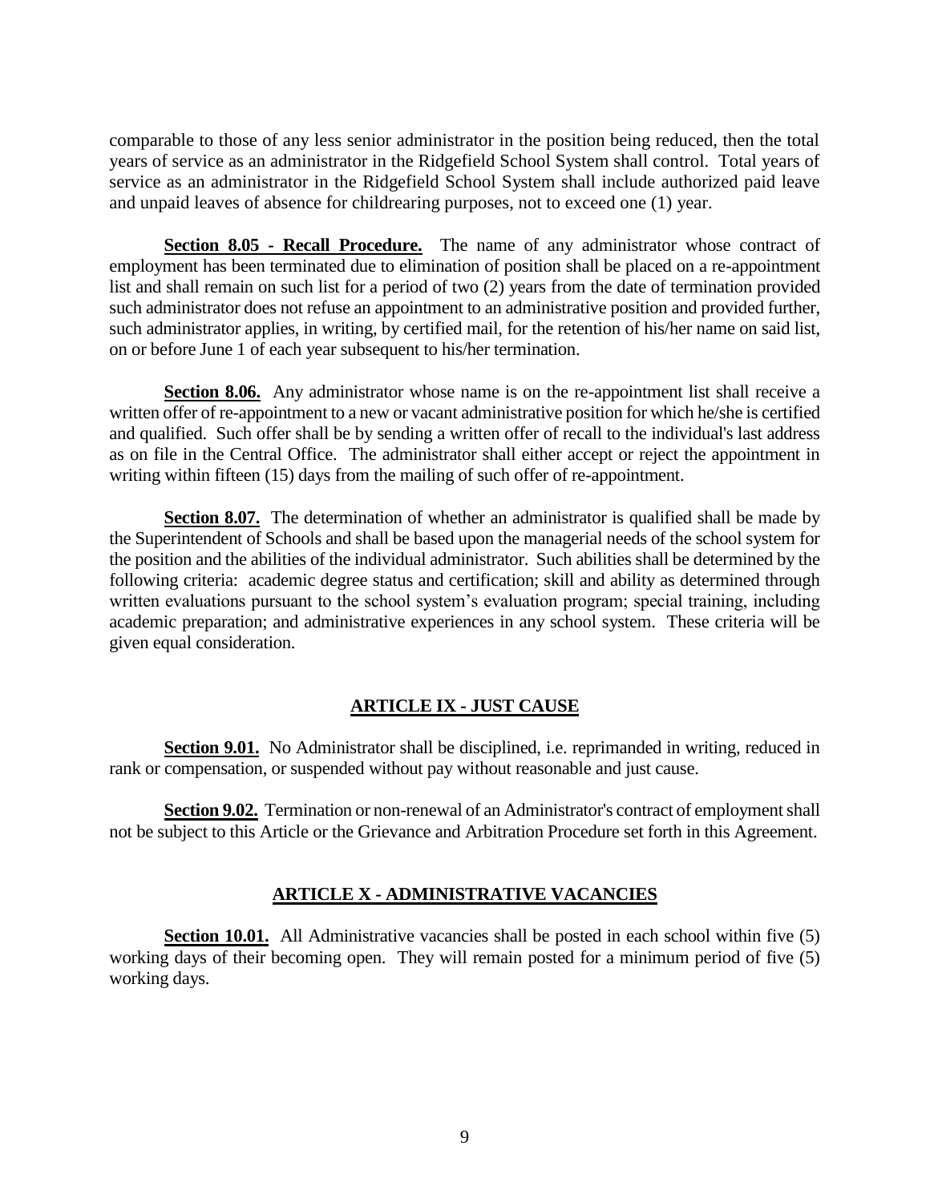comparable to those of any less senior administrator in the position being reduced, then the total years of service as an administrator in the Ridgefield School System shall control. Total years of service as an administrator in the Ridgefield School System shall include authorized paid leave and unpaid leaves of absence for childrearing purposes, not to exceed one (1) year.

**Section 8.05 - Recall Procedure.** The name of any administrator whose contract of employment has been terminated due to elimination of position shall be placed on a re-appointment list and shall remain on such list for a period of two (2) years from the date of termination provided such administrator does not refuse an appointment to an administrative position and provided further, such administrator applies, in writing, by certified mail, for the retention of his/her name on said list, on or before June 1 of each year subsequent to his/her termination.

**Section 8.06.** Any administrator whose name is on the re-appointment list shall receive a written offer of re-appointment to a new or vacant administrative position for which he/she is certified and qualified. Such offer shall be by sending a written offer of recall to the individual's last address as on file in the Central Office. The administrator shall either accept or reject the appointment in writing within fifteen (15) days from the mailing of such offer of re-appointment.

**Section 8.07.** The determination of whether an administrator is qualified shall be made by the Superintendent of Schools and shall be based upon the managerial needs of the school system for the position and the abilities of the individual administrator. Such abilities shall be determined by the following criteria: academic degree status and certification; skill and ability as determined through written evaluations pursuant to the school system's evaluation program; special training, including academic preparation; and administrative experiences in any school system. These criteria will be given equal consideration.

## ARTICLE IX - JUST CAUSE

**Section 9.01.** No Administrator shall be disciplined, i.e. reprimanded in writing, reduced in rank or compensation, or suspended without pay without reasonable and just cause.

**Section 9.02.** Termination or non-renewal of an Administrator's contract of employment shall not be subject to this Article or the Grievance and Arbitration Procedure set forth in this Agreement.

## ARTICLE X - ADMINISTRATIVE VACANCIES

**Section 10.01.** All Administrative vacancies shall be posted in each school within five (5) working days of their becoming open. They will remain posted for a minimum period of five (5) working days.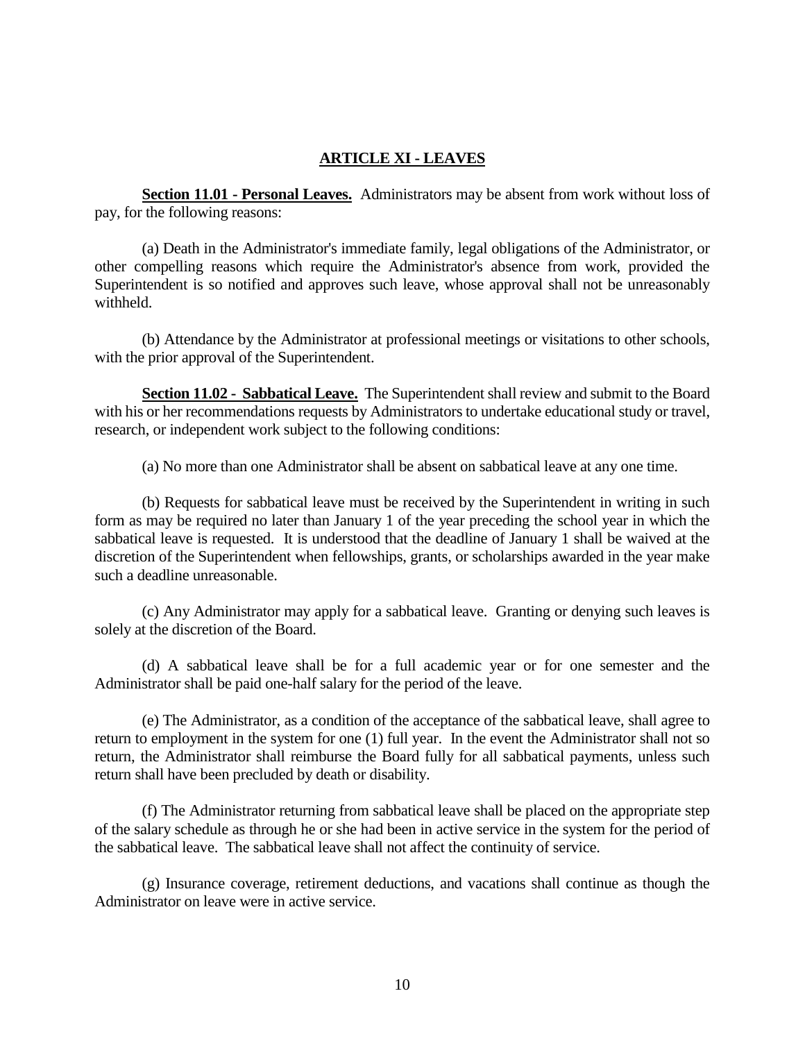## ARTICLE XI - LEAVES

**Section 11.01 - Personal Leaves.** Administrators may be absent from work without loss of pay, for the following reasons:

(a) Death in the Administrator's immediate family, legal obligations of the Administrator, or other compelling reasons which require the Administrator's absence from work, provided the Superintendent is so notified and approves such leave, whose approval shall not be unreasonably withheld.

(b) Attendance by the Administrator at professional meetings or visitations to other schools, with the prior approval of the Superintendent.

**Section 11.02 - Sabbatical Leave.** The Superintendent shall review and submit to the Board with his or her recommendations requests by Administrators to undertake educational study or travel, research, or independent work subject to the following conditions:

(a) No more than one Administrator shall be absent on sabbatical leave at any one time.

(b) Requests for sabbatical leave must be received by the Superintendent in writing in such form as may be required no later than January 1 of the year preceding the school year in which the sabbatical leave is requested. It is understood that the deadline of January 1 shall be waived at the discretion of the Superintendent when fellowships, grants, or scholarships awarded in the year make such a deadline unreasonable.

(c) Any Administrator may apply for a sabbatical leave. Granting or denying such leaves is solely at the discretion of the Board.

(d) A sabbatical leave shall be for a full academic year or for one semester and the Administrator shall be paid one-half salary for the period of the leave.

(e) The Administrator, as a condition of the acceptance of the sabbatical leave, shall agree to return to employment in the system for one (1) full year. In the event the Administrator shall not so return, the Administrator shall reimburse the Board fully for all sabbatical payments, unless such return shall have been precluded by death or disability.

(f) The Administrator returning from sabbatical leave shall be placed on the appropriate step of the salary schedule as through he or she had been in active service in the system for the period of the sabbatical leave. The sabbatical leave shall not affect the continuity of service.

(g) Insurance coverage, retirement deductions, and vacations shall continue as though the Administrator on leave were in active service.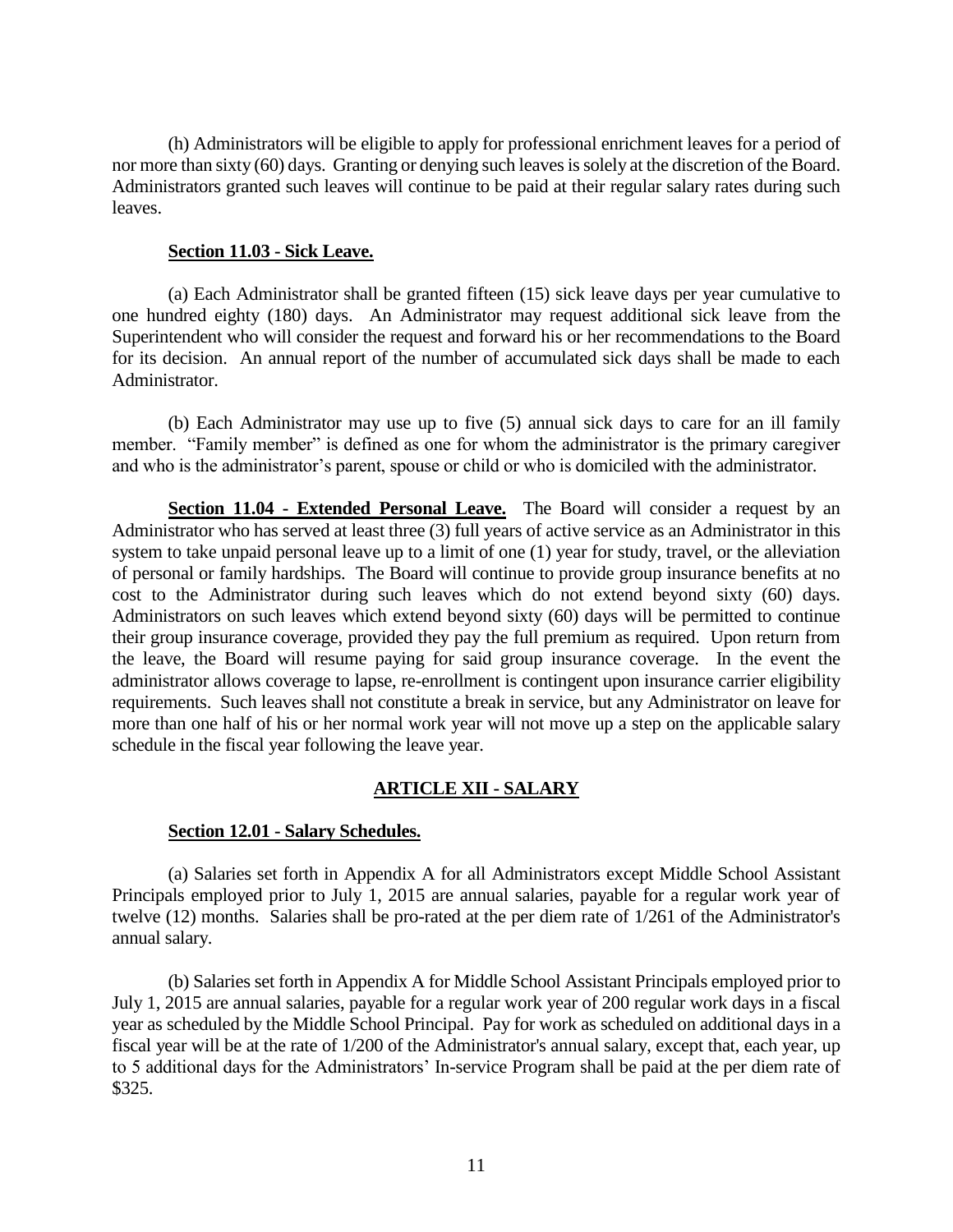(h) Administrators will be eligible to apply for professional enrichment leaves for a period of nor more than sixty (60) days. Granting or denying such leaves is solely at the discretion of the Board. Administrators granted such leaves will continue to be paid at their regular salary rates during such leaves.

**Section 11.03 - Sick Leave.**

(a) Each Administrator shall be granted fifteen (15) sick leave days per year cumulative to one hundred eighty (180) days. An Administrator may request additional sick leave from the Superintendent who will consider the request and forward his or her recommendations to the Board for its decision. An annual report of the number of accumulated sick days shall be made to each Administrator.

(b) Each Administrator may use up to five (5) annual sick days to care for an ill family member. "Family member" is defined as one for whom the administrator is the primary caregiver and who is the administrator's parent, spouse or child or who is domiciled with the administrator.

**Section 11.04 - Extended Personal Leave.** The Board will consider a request by an Administrator who has served at least three (3) full years of active service as an Administrator in this system to take unpaid personal leave up to a limit of one (1) year for study, travel, or the alleviation of personal or family hardships. The Board will continue to provide group insurance benefits at no cost to the Administrator during such leaves which do not extend beyond sixty (60) days. Administrators on such leaves which extend beyond sixty (60) days will be permitted to continue their group insurance coverage, provided they pay the full premium as required. Upon return from the leave, the Board will resume paying for said group insurance coverage. In the event the administrator allows coverage to lapse, re-enrollment is contingent upon insurance carrier eligibility requirements. Such leaves shall not constitute a break in service, but any Administrator on leave for more than one half of his or her normal work year will not move up a step on the applicable salary schedule in the fiscal year following the leave year.

## ARTICLE XII - SALARY

**Section 12.01 - Salary Schedules.**

(a) Salaries set forth in Appendix A for all Administrators except Middle School Assistant Principals employed prior to July 1, 2015 are annual salaries, payable for a regular work year of twelve (12) months. Salaries shall be pro-rated at the per diem rate of 1/261 of the Administrator's annual salary.

(b) Salaries set forth in Appendix A for Middle School Assistant Principals employed prior to July 1, 2015 are annual salaries, payable for a regular work year of 200 regular work days in a fiscal year as scheduled by the Middle School Principal. Pay for work as scheduled on additional days in a fiscal year will be at the rate of 1/200 of the Administrator's annual salary, except that, each year, up to 5 additional days for the Administrators' In-service Program shall be paid at the per diem rate of $325.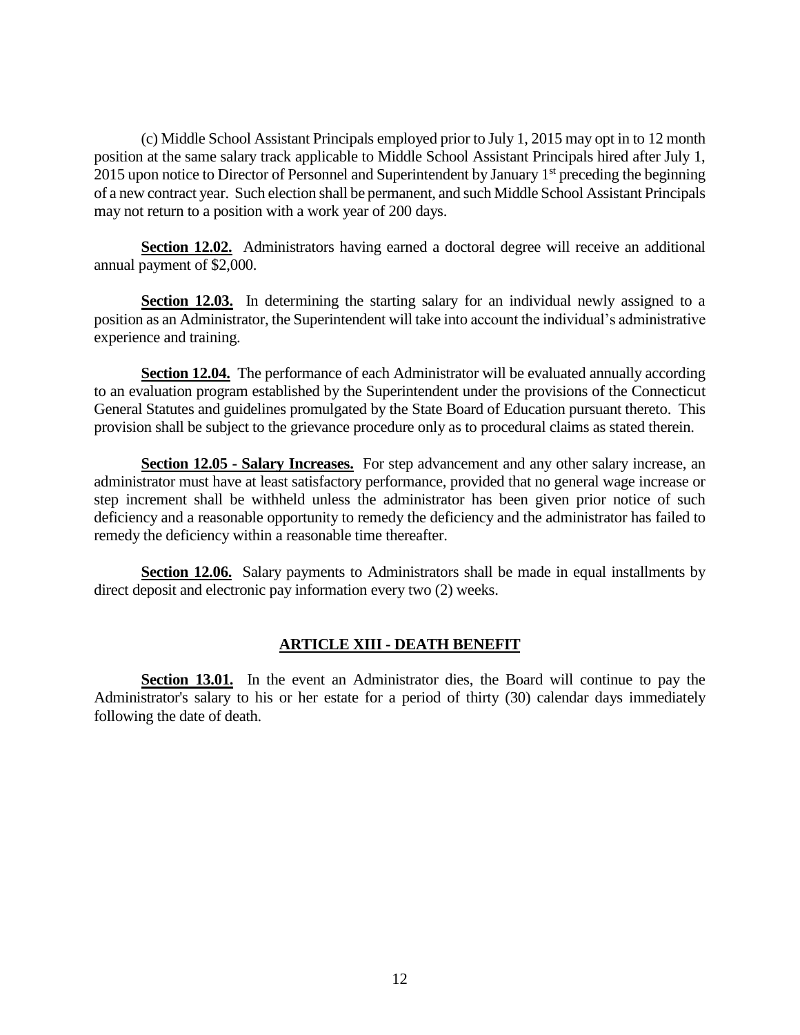(c) Middle School Assistant Principals employed prior to July 1, 2015 may opt in to 12 month position at the same salary track applicable to Middle School Assistant Principals hired after July 1, 2015 upon notice to Director of Personnel and Superintendent by January 1st preceding the beginning of a new contract year. Such election shall be permanent, and such Middle School Assistant Principals may not return to a position with a work year of 200 days.

**Section 12.02.** Administrators having earned a doctoral degree will receive an additional annual payment of $2,000.

**Section 12.03.** In determining the starting salary for an individual newly assigned to a position as an Administrator, the Superintendent will take into account the individual's administrative experience and training.

**Section 12.04.** The performance of each Administrator will be evaluated annually according to an evaluation program established by the Superintendent under the provisions of the Connecticut General Statutes and guidelines promulgated by the State Board of Education pursuant thereto. This provision shall be subject to the grievance procedure only as to procedural claims as stated therein.

**Section 12.05 - Salary Increases.** For step advancement and any other salary increase, an administrator must have at least satisfactory performance, provided that no general wage increase or step increment shall be withheld unless the administrator has been given prior notice of such deficiency and a reasonable opportunity to remedy the deficiency and the administrator has failed to remedy the deficiency within a reasonable time thereafter.

**Section 12.06.** Salary payments to Administrators shall be made in equal installments by direct deposit and electronic pay information every two (2) weeks.

## ARTICLE XIII - DEATH BENEFIT

**Section 13.01.** In the event an Administrator dies, the Board will continue to pay the Administrator's salary to his or her estate for a period of thirty (30) calendar days immediately following the date of death.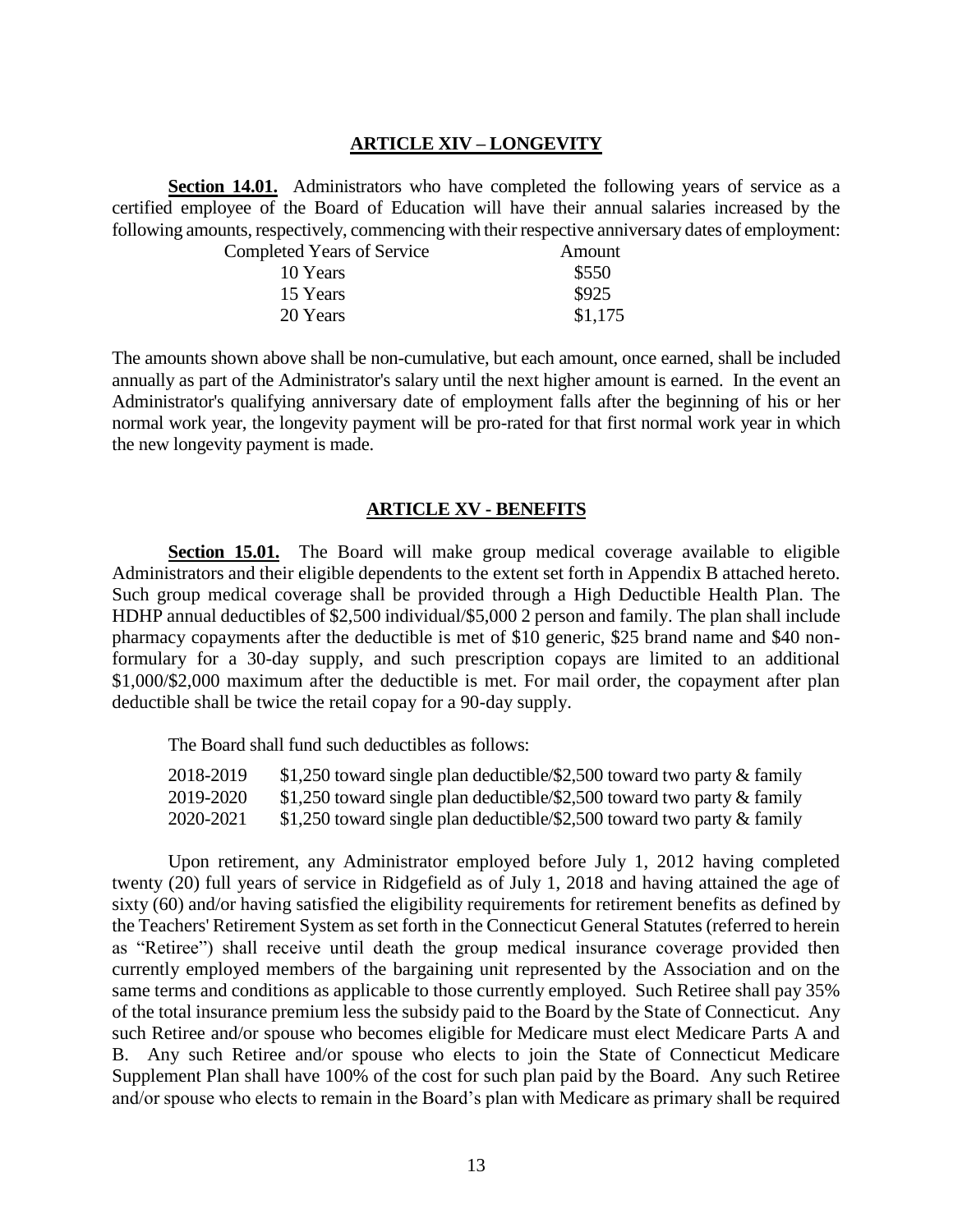## ARTICLE XIV – LONGEVITY

**Section 14.01.** Administrators who have completed the following years of service as a certified employee of the Board of Education will have their annual salaries increased by the following amounts, respectively, commencing with their respective anniversary dates of employment:

| Completed Years of Service | Amount |
|---|---|
| 10 Years | $550 |
| 15 Years | $925 |
| 20 Years | $1,175 |

The amounts shown above shall be non-cumulative, but each amount, once earned, shall be included annually as part of the Administrator's salary until the next higher amount is earned. In the event an Administrator's qualifying anniversary date of employment falls after the beginning of his or her normal work year, the longevity payment will be pro-rated for that first normal work year in which the new longevity payment is made.

## ARTICLE XV - BENEFITS

**Section 15.01.** The Board will make group medical coverage available to eligible Administrators and their eligible dependents to the extent set forth in Appendix B attached hereto. Such group medical coverage shall be provided through a High Deductible Health Plan. The HDHP annual deductibles of $2,500 individual/$5,000 2 person and family. The plan shall include pharmacy copayments after the deductible is met of $10 generic, $25 brand name and $40 non-formulary for a 30-day supply, and such prescription copays are limited to an additional $1,000/$2,000 maximum after the deductible is met. For mail order, the copayment after plan deductible shall be twice the retail copay for a 90-day supply.

The Board shall fund such deductibles as follows:

| | |
|---|---|
| 2018-2019 | $1,250 toward single plan deductible/$2,500 toward two party & family |
| 2019-2020 | $1,250 toward single plan deductible/$2,500 toward two party & family |
| 2020-2021 | $1,250 toward single plan deductible/$2,500 toward two party & family |

Upon retirement, any Administrator employed before July 1, 2012 having completed twenty (20) full years of service in Ridgefield as of July 1, 2018 and having attained the age of sixty (60) and/or having satisfied the eligibility requirements for retirement benefits as defined by the Teachers' Retirement System as set forth in the Connecticut General Statutes (referred to herein as "Retiree") shall receive until death the group medical insurance coverage provided then currently employed members of the bargaining unit represented by the Association and on the same terms and conditions as applicable to those currently employed. Such Retiree shall pay 35% of the total insurance premium less the subsidy paid to the Board by the State of Connecticut. Any such Retiree and/or spouse who becomes eligible for Medicare must elect Medicare Parts A and B. Any such Retiree and/or spouse who elects to join the State of Connecticut Medicare Supplement Plan shall have 100% of the cost for such plan paid by the Board. Any such Retiree and/or spouse who elects to remain in the Board's plan with Medicare as primary shall be required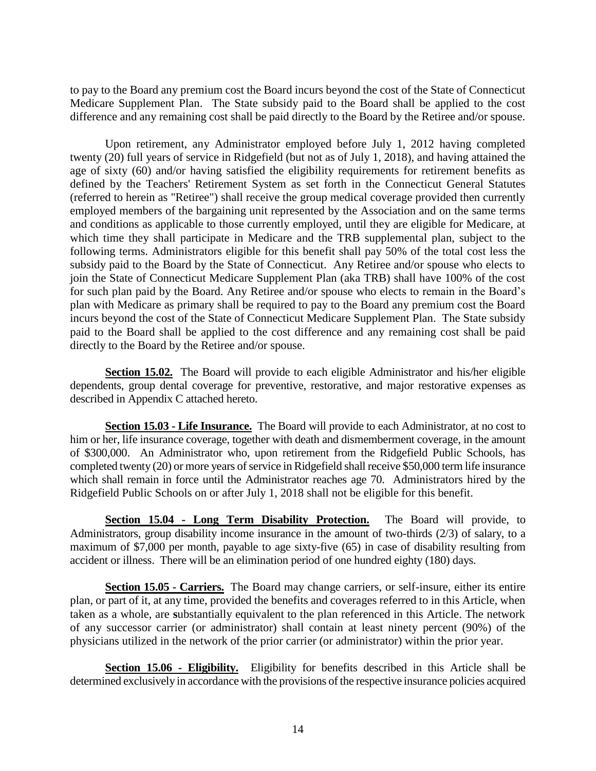to pay to the Board any premium cost the Board incurs beyond the cost of the State of Connecticut Medicare Supplement Plan. The State subsidy paid to the Board shall be applied to the cost difference and any remaining cost shall be paid directly to the Board by the Retiree and/or spouse.

Upon retirement, any Administrator employed before July 1, 2012 having completed twenty (20) full years of service in Ridgefield (but not as of July 1, 2018), and having attained the age of sixty (60) and/or having satisfied the eligibility requirements for retirement benefits as defined by the Teachers' Retirement System as set forth in the Connecticut General Statutes (referred to herein as "Retiree") shall receive the group medical coverage provided then currently employed members of the bargaining unit represented by the Association and on the same terms and conditions as applicable to those currently employed, until they are eligible for Medicare, at which time they shall participate in Medicare and the TRB supplemental plan, subject to the following terms. Administrators eligible for this benefit shall pay 50% of the total cost less the subsidy paid to the Board by the State of Connecticut. Any Retiree and/or spouse who elects to join the State of Connecticut Medicare Supplement Plan (aka TRB) shall have 100% of the cost for such plan paid by the Board. Any Retiree and/or spouse who elects to remain in the Board's plan with Medicare as primary shall be required to pay to the Board any premium cost the Board incurs beyond the cost of the State of Connecticut Medicare Supplement Plan. The State subsidy paid to the Board shall be applied to the cost difference and any remaining cost shall be paid directly to the Board by the Retiree and/or spouse.

**Section 15.02.** The Board will provide to each eligible Administrator and his/her eligible dependents, group dental coverage for preventive, restorative, and major restorative expenses as described in Appendix C attached hereto.

**Section 15.03 - Life Insurance.** The Board will provide to each Administrator, at no cost to him or her, life insurance coverage, together with death and dismemberment coverage, in the amount of \$300,000. An Administrator who, upon retirement from the Ridgefield Public Schools, has completed twenty (20) or more years of service in Ridgefield shall receive \$50,000 term life insurance which shall remain in force until the Administrator reaches age 70. Administrators hired by the Ridgefield Public Schools on or after July 1, 2018 shall not be eligible for this benefit.

**Section 15.04 - Long Term Disability Protection.** The Board will provide, to Administrators, group disability income insurance in the amount of two-thirds (2/3) of salary, to a maximum of \$7,000 per month, payable to age sixty-five (65) in case of disability resulting from accident or illness. There will be an elimination period of one hundred eighty (180) days.

**Section 15.05 - Carriers.** The Board may change carriers, or self-insure, either its entire plan, or part of it, at any time, provided the benefits and coverages referred to in this Article, when taken as a whole, are substantially equivalent to the plan referenced in this Article. The network of any successor carrier (or administrator) shall contain at least ninety percent (90%) of the physicians utilized in the network of the prior carrier (or administrator) within the prior year.

**Section 15.06 - Eligibility.** Eligibility for benefits described in this Article shall be determined exclusively in accordance with the provisions of the respective insurance policies acquired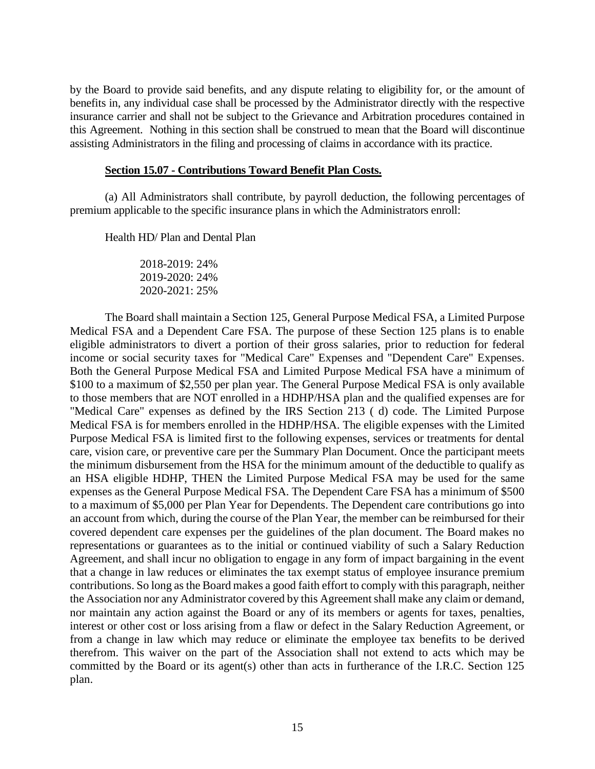by the Board to provide said benefits, and any dispute relating to eligibility for, or the amount of benefits in, any individual case shall be processed by the Administrator directly with the respective insurance carrier and shall not be subject to the Grievance and Arbitration procedures contained in this Agreement. Nothing in this section shall be construed to mean that the Board will discontinue assisting Administrators in the filing and processing of claims in accordance with its practice.

**Section 15.07 - Contributions Toward Benefit Plan Costs.**

(a) All Administrators shall contribute, by payroll deduction, the following percentages of premium applicable to the specific insurance plans in which the Administrators enroll:

Health HD/ Plan and Dental Plan

2018-2019: 24%
2019-2020: 24%
2020-2021: 25%

The Board shall maintain a Section 125, General Purpose Medical FSA, a Limited Purpose Medical FSA and a Dependent Care FSA. The purpose of these Section 125 plans is to enable eligible administrators to divert a portion of their gross salaries, prior to reduction for federal income or social security taxes for "Medical Care" Expenses and "Dependent Care" Expenses. Both the General Purpose Medical FSA and Limited Purpose Medical FSA have a minimum of $100 to a maximum of $2,550 per plan year. The General Purpose Medical FSA is only available to those members that are NOT enrolled in a HDHP/HSA plan and the qualified expenses are for "Medical Care" expenses as defined by the IRS Section 213 ( d) code. The Limited Purpose Medical FSA is for members enrolled in the HDHP/HSA. The eligible expenses with the Limited Purpose Medical FSA is limited first to the following expenses, services or treatments for dental care, vision care, or preventive care per the Summary Plan Document. Once the participant meets the minimum disbursement from the HSA for the minimum amount of the deductible to qualify as an HSA eligible HDHP, THEN the Limited Purpose Medical FSA may be used for the same expenses as the General Purpose Medical FSA. The Dependent Care FSA has a minimum of $500 to a maximum of $5,000 per Plan Year for Dependents. The Dependent care contributions go into an account from which, during the course of the Plan Year, the member can be reimbursed for their covered dependent care expenses per the guidelines of the plan document. The Board makes no representations or guarantees as to the initial or continued viability of such a Salary Reduction Agreement, and shall incur no obligation to engage in any form of impact bargaining in the event that a change in law reduces or eliminates the tax exempt status of employee insurance premium contributions. So long as the Board makes a good faith effort to comply with this paragraph, neither the Association nor any Administrator covered by this Agreement shall make any claim or demand, nor maintain any action against the Board or any of its members or agents for taxes, penalties, interest or other cost or loss arising from a flaw or defect in the Salary Reduction Agreement, or from a change in law which may reduce or eliminate the employee tax benefits to be derived therefrom. This waiver on the part of the Association shall not extend to acts which may be committed by the Board or its agent(s) other than acts in furtherance of the I.R.C. Section 125 plan.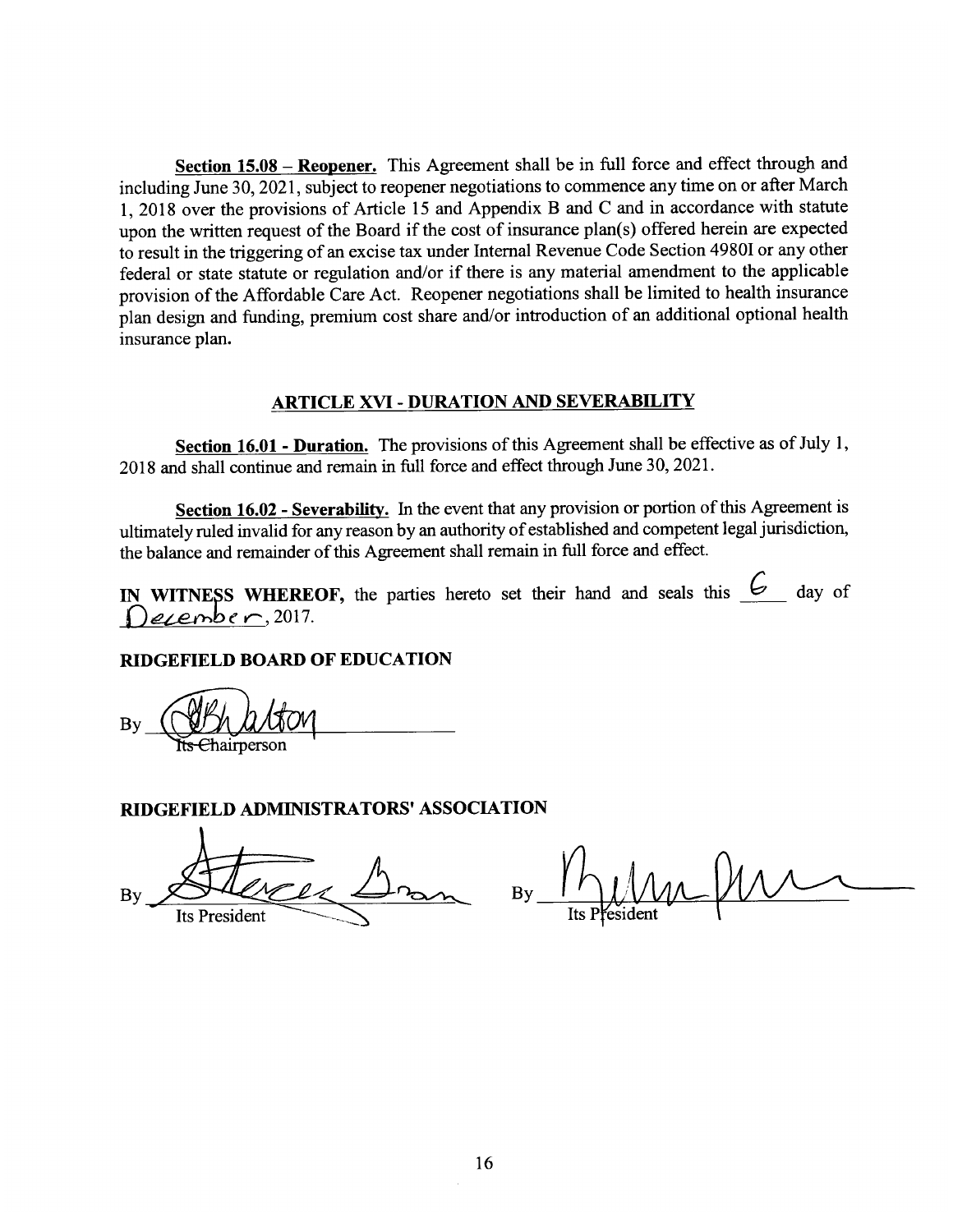**Section 15.08 – Reopener.** This Agreement shall be in full force and effect through and including June 30, 2021, subject to reopener negotiations to commence any time on or after March 1, 2018 over the provisions of Article 15 and Appendix B and C and in accordance with statute upon the written request of the Board if the cost of insurance plan(s) offered herein are expected to result in the triggering of an excise tax under Internal Revenue Code Section 4980I or any other federal or state statute or regulation and/or if there is any material amendment to the applicable provision of the Affordable Care Act. Reopener negotiations shall be limited to health insurance plan design and funding, premium cost share and/or introduction of an additional optional health insurance plan.

## ARTICLE XVI - DURATION AND SEVERABILITY

**Section 16.01 - Duration.** The provisions of this Agreement shall be effective as of July 1, 2018 and shall continue and remain in full force and effect through June 30, 2021.

**Section 16.02 - Severability.** In the event that any provision or portion of this Agreement is ultimately ruled invalid for any reason by an authority of established and competent legal jurisdiction, the balance and remainder of this Agreement shall remain in full force and effect.

**IN WITNESS WHEREOF,** the parties hereto set their hand and seals this 6 day of December, 2017.

**RIDGEFIELD BOARD OF EDUCATION**

By ______________________
Its Chairperson

**RIDGEFIELD ADMINISTRATORS' ASSOCIATION**

By ______________________
Its President

By ______________________
Its President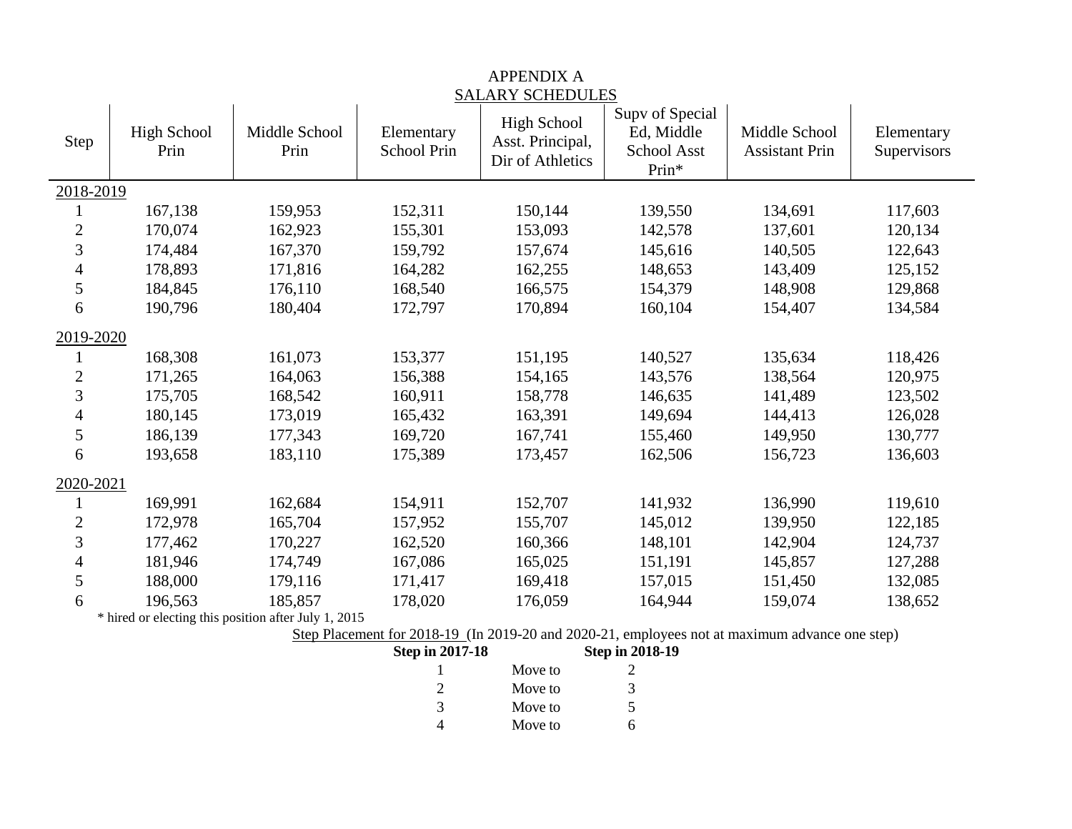# APPENDIX A

## SALARY SCHEDULES

| Step | High School Prin | Middle School Prin | Elementary School Prin | High School Asst. Principal, Dir of Athletics | Supv of Special Ed, Middle School Asst Prin* | Middle School Assistant Prin | Elementary Supervisors |
|---|---|---|---|---|---|---|---|
| **2018-2019** | | | | | | | |
| 1 | 167,138 | 159,953 | 152,311 | 150,144 | 139,550 | 134,691 | 117,603 |
| 2 | 170,074 | 162,923 | 155,301 | 153,093 | 142,578 | 137,601 | 120,134 |
| 3 | 174,484 | 167,370 | 159,792 | 157,674 | 145,616 | 140,505 | 122,643 |
| 4 | 178,893 | 171,816 | 164,282 | 162,255 | 148,653 | 143,409 | 125,152 |
| 5 | 184,845 | 176,110 | 168,540 | 166,575 | 154,379 | 148,908 | 129,868 |
| 6 | 190,796 | 180,404 | 172,797 | 170,894 | 160,104 | 154,407 | 134,584 |
| **2019-2020** | | | | | | | |
| 1 | 168,308 | 161,073 | 153,377 | 151,195 | 140,527 | 135,634 | 118,426 |
| 2 | 171,265 | 164,063 | 156,388 | 154,165 | 143,576 | 138,564 | 120,975 |
| 3 | 175,705 | 168,542 | 160,911 | 158,778 | 146,635 | 141,489 | 123,502 |
| 4 | 180,145 | 173,019 | 165,432 | 163,391 | 149,694 | 144,413 | 126,028 |
| 5 | 186,139 | 177,343 | 169,720 | 167,741 | 155,460 | 149,950 | 130,777 |
| 6 | 193,658 | 183,110 | 175,389 | 173,457 | 162,506 | 156,723 | 136,603 |
| **2020-2021** | | | | | | | |
| 1 | 169,991 | 162,684 | 154,911 | 152,707 | 141,932 | 136,990 | 119,610 |
| 2 | 172,978 | 165,704 | 157,952 | 155,707 | 145,012 | 139,950 | 122,185 |
| 3 | 177,462 | 170,227 | 162,520 | 160,366 | 148,101 | 142,904 | 124,737 |
| 4 | 181,946 | 174,749 | 167,086 | 165,025 | 151,191 | 145,857 | 127,288 |
| 5 | 188,000 | 179,116 | 171,417 | 169,418 | 157,015 | 151,450 | 132,085 |
| 6 | 196,563 | 185,857 | 178,020 | 176,059 | 164,944 | 159,074 | 138,652 |

* hired or electing this position after July 1, 2015

Step Placement for 2018-19 (In 2019-20 and 2020-21, employees not at maximum advance one step)

| Step in 2017-18 | | Step in 2018-19 |
|---|---|---|
| 1 | Move to | 2 |
| 2 | Move to | 3 |
| 3 | Move to | 5 |
| 4 | Move to | 6 |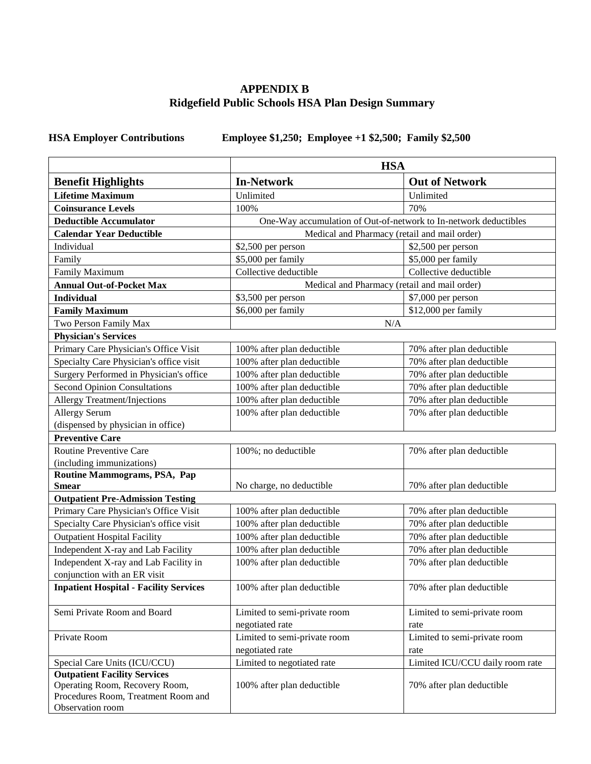# APPENDIX B
## Ridgefield Public Schools HSA Plan Design Summary

**HSA Employer Contributions** **Employee $1,250; Employee +1 $2,500; Family $2,500**

| | **HSA** | |
|---|---|---|
| **Benefit Highlights** | **In-Network** | **Out of Network** |
| **Lifetime Maximum** | Unlimited | Unlimited |
| **Coinsurance Levels** | 100% | 70% |
| **Deductible Accumulator** | One-Way accumulation of Out-of-network to In-network deductibles | |
| **Calendar Year Deductible** | Medical and Pharmacy (retail and mail order) | |
| Individual | $2,500 per person | $2,500 per person |
| Family | $5,000 per family | $5,000 per family |
| Family Maximum | Collective deductible | Collective deductible |
| **Annual Out-of-Pocket Max** | Medical and Pharmacy (retail and mail order) | |
| **Individual** | $3,500 per person | $7,000 per person |
| **Family Maximum** | $6,000 per family | $12,000 per family |
| Two Person Family Max | N/A | |
| **Physician's Services** | | |
| Primary Care Physician's Office Visit | 100% after plan deductible | 70% after plan deductible |
| Specialty Care Physician's office visit | 100% after plan deductible | 70% after plan deductible |
| Surgery Performed in Physician's office | 100% after plan deductible | 70% after plan deductible |
| Second Opinion Consultations | 100% after plan deductible | 70% after plan deductible |
| Allergy Treatment/Injections | 100% after plan deductible | 70% after plan deductible |
| Allergy Serum (dispensed by physician in office) | 100% after plan deductible | 70% after plan deductible |
| **Preventive Care** | | |
| Routine Preventive Care (including immunizations) | 100%; no deductible | 70% after plan deductible |
| **Routine Mammograms, PSA, Pap Smear** | No charge, no deductible | 70% after plan deductible |
| **Outpatient Pre-Admission Testing** | | |
| Primary Care Physician's Office Visit | 100% after plan deductible | 70% after plan deductible |
| Specialty Care Physician's office visit | 100% after plan deductible | 70% after plan deductible |
| Outpatient Hospital Facility | 100% after plan deductible | 70% after plan deductible |
| Independent X-ray and Lab Facility | 100% after plan deductible | 70% after plan deductible |
| Independent X-ray and Lab Facility in conjunction with an ER visit | 100% after plan deductible | 70% after plan deductible |
| **Inpatient Hospital - Facility Services** | 100% after plan deductible | 70% after plan deductible |
| Semi Private Room and Board | Limited to semi-private room negotiated rate | Limited to semi-private room rate |
| Private Room | Limited to semi-private room negotiated rate | Limited to semi-private room rate |
| Special Care Units (ICU/CCU) | Limited to negotiated rate | Limited ICU/CCU daily room rate |
| **Outpatient Facility Services** Operating Room, Recovery Room, Procedures Room, Treatment Room and Observation room | 100% after plan deductible | 70% after plan deductible |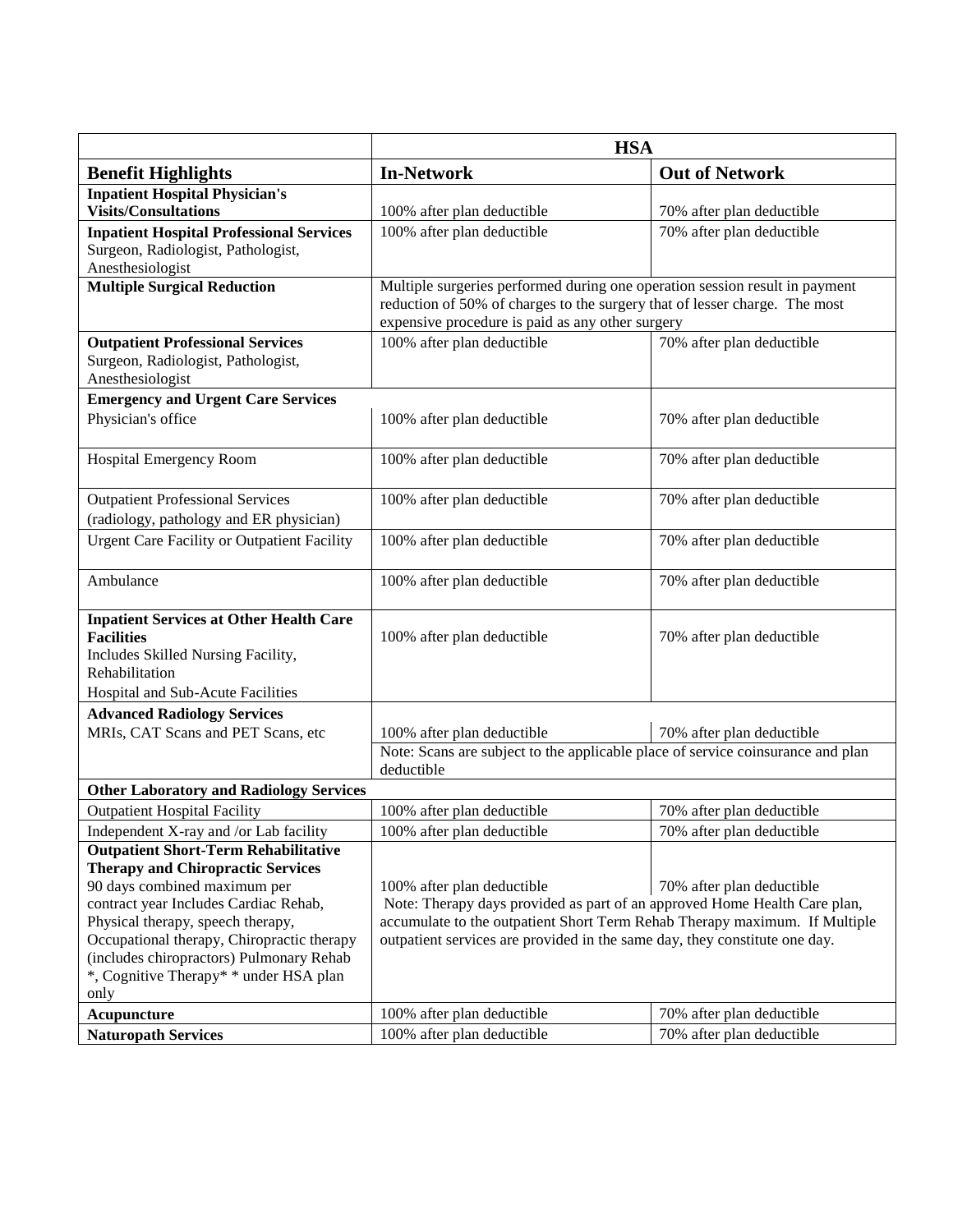| | HSA | |
|---|---|---|
| **Benefit Highlights** | **In-Network** | **Out of Network** |
| **Inpatient Hospital Physician's Visits/Consultations** | 100% after plan deductible | 70% after plan deductible |
| **Inpatient Hospital Professional Services** Surgeon, Radiologist, Pathologist, Anesthesiologist | 100% after plan deductible | 70% after plan deductible |
| **Multiple Surgical Reduction** | Multiple surgeries performed during one operation session result in payment reduction of 50% of charges to the surgery that of lesser charge. The most expensive procedure is paid as any other surgery | |
| **Outpatient Professional Services** Surgeon, Radiologist, Pathologist, Anesthesiologist | 100% after plan deductible | 70% after plan deductible |
| **Emergency and Urgent Care Services** | | |
| Physician's office | 100% after plan deductible | 70% after plan deductible |
| Hospital Emergency Room | 100% after plan deductible | 70% after plan deductible |
| Outpatient Professional Services (radiology, pathology and ER physician) | 100% after plan deductible | 70% after plan deductible |
| Urgent Care Facility or Outpatient Facility | 100% after plan deductible | 70% after plan deductible |
| Ambulance | 100% after plan deductible | 70% after plan deductible |
| **Inpatient Services at Other Health Care Facilities** Includes Skilled Nursing Facility, Rehabilitation Hospital and Sub-Acute Facilities | 100% after plan deductible | 70% after plan deductible |
| **Advanced Radiology Services** MRIs, CAT Scans and PET Scans, etc | 100% after plan deductible | 70% after plan deductible |
| | Note: Scans are subject to the applicable place of service coinsurance and plan deductible | |
| **Other Laboratory and Radiology Services** | | |
| Outpatient Hospital Facility | 100% after plan deductible | 70% after plan deductible |
| Independent X-ray and /or Lab facility | 100% after plan deductible | 70% after plan deductible |
| **Outpatient Short-Term Rehabilitative Therapy and Chiropractic Services** 90 days combined maximum per contract year Includes Cardiac Rehab, Physical therapy, speech therapy, Occupational therapy, Chiropractic therapy (includes chiropractors) Pulmonary Rehab *, Cognitive Therapy* * under HSA plan only | 100% after plan deductible | 70% after plan deductible |
| | Note: Therapy days provided as part of an approved Home Health Care plan, accumulate to the outpatient Short Term Rehab Therapy maximum. If Multiple outpatient services are provided in the same day, they constitute one day. | |
| **Acupuncture** | 100% after plan deductible | 70% after plan deductible |
| **Naturopath Services** | 100% after plan deductible | 70% after plan deductible |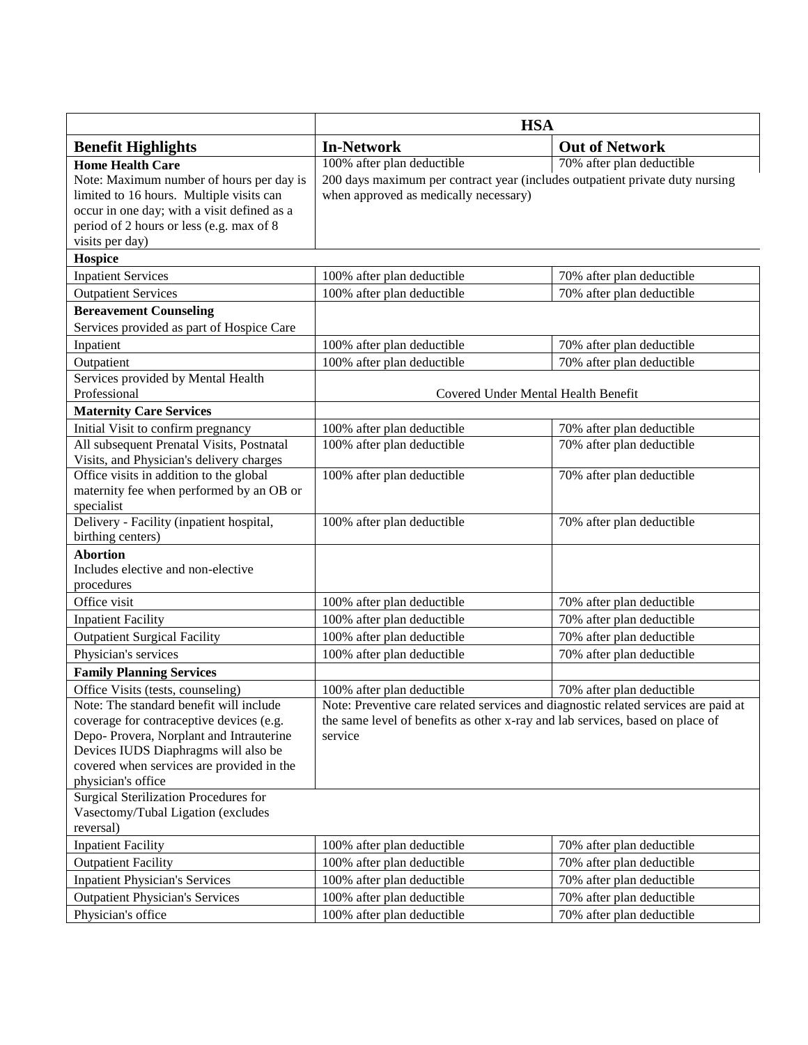| | **HSA** | |
|---|---|---|
| **Benefit Highlights** | **In-Network** | **Out of Network** |
| **Home Health Care**<br>Note: Maximum number of hours per day is limited to 16 hours. Multiple visits can occur in one day; with a visit defined as a period of 2 hours or less (e.g. max of 8 visits per day) | 100% after plan deductible<br>200 days maximum per contract year (includes outpatient private duty nursing when approved as medically necessary) | 70% after plan deductible |
| **Hospice** | | |
| Inpatient Services | 100% after plan deductible | 70% after plan deductible |
| Outpatient Services | 100% after plan deductible | 70% after plan deductible |
| **Bereavement Counseling**<br>Services provided as part of Hospice Care | | |
| Inpatient | 100% after plan deductible | 70% after plan deductible |
| Outpatient | 100% after plan deductible | 70% after plan deductible |
| Services provided by Mental Health Professional | Covered Under Mental Health Benefit | |
| **Maternity Care Services** | | |
| Initial Visit to confirm pregnancy | 100% after plan deductible | 70% after plan deductible |
| All subsequent Prenatal Visits, Postnatal Visits, and Physician's delivery charges | 100% after plan deductible | 70% after plan deductible |
| Office visits in addition to the global maternity fee when performed by an OB or specialist | 100% after plan deductible | 70% after plan deductible |
| Delivery - Facility (inpatient hospital, birthing centers) | 100% after plan deductible | 70% after plan deductible |
| **Abortion**<br>Includes elective and non-elective procedures | | |
| Office visit | 100% after plan deductible | 70% after plan deductible |
| Inpatient Facility | 100% after plan deductible | 70% after plan deductible |
| Outpatient Surgical Facility | 100% after plan deductible | 70% after plan deductible |
| Physician's services | 100% after plan deductible | 70% after plan deductible |
| **Family Planning Services** | | |
| Office Visits (tests, counseling) | 100% after plan deductible | 70% after plan deductible |
| Note: The standard benefit will include coverage for contraceptive devices (e.g. Depo- Provera, Norplant and Intrauterine Devices IUDS Diaphragms will also be covered when services are provided in the physician's office | Note: Preventive care related services and diagnostic related services are paid at the same level of benefits as other x-ray and lab services, based on place of service | |
| Surgical Sterilization Procedures for Vasectomy/Tubal Ligation (excludes reversal) | | |
| Inpatient Facility | 100% after plan deductible | 70% after plan deductible |
| Outpatient Facility | 100% after plan deductible | 70% after plan deductible |
| Inpatient Physician's Services | 100% after plan deductible | 70% after plan deductible |
| Outpatient Physician's Services | 100% after plan deductible | 70% after plan deductible |
| Physician's office | 100% after plan deductible | 70% after plan deductible |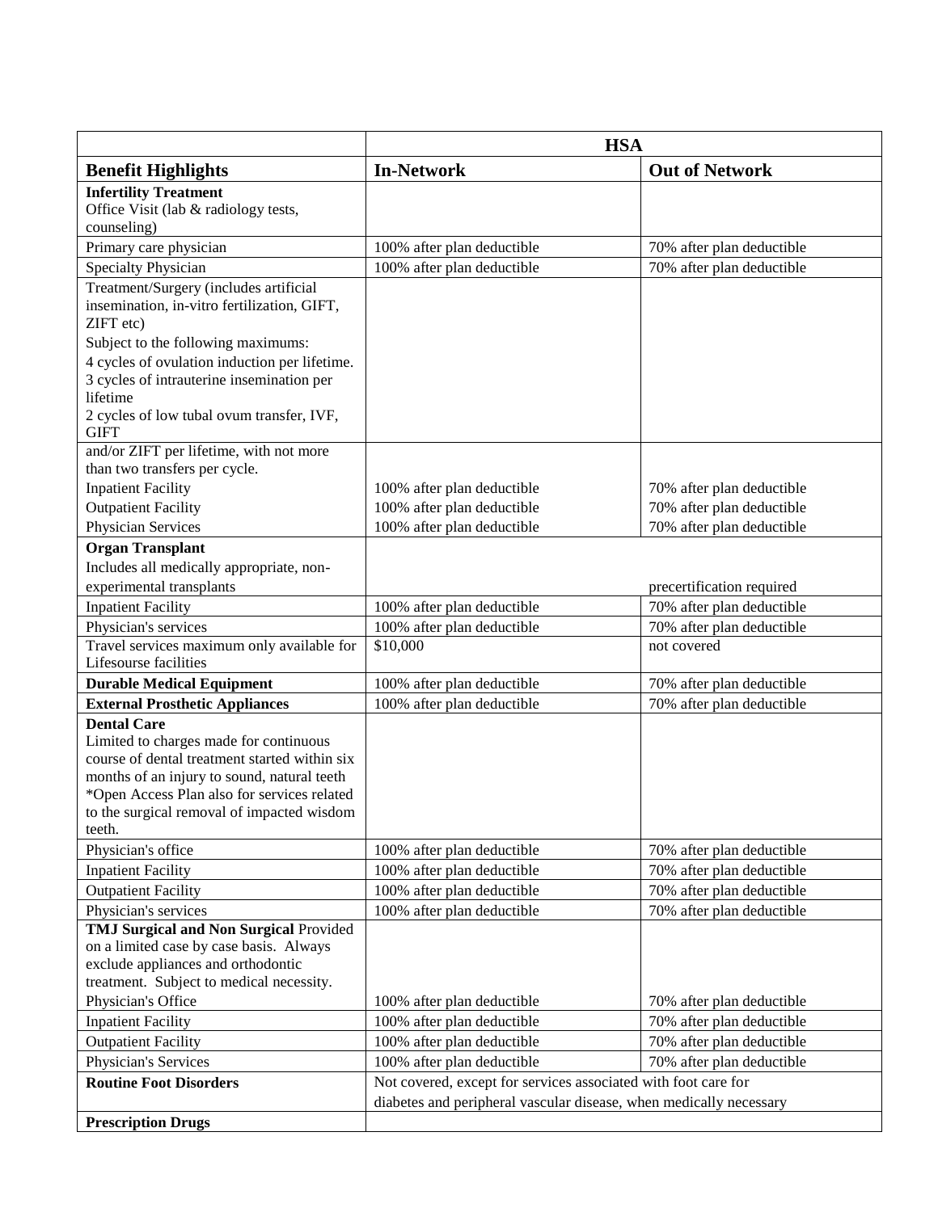| | HSA | |
|---|---|---|
| **Benefit Highlights** | **In-Network** | **Out of Network** |
| **Infertility Treatment**<br>Office Visit (lab & radiology tests, counseling) | | |
| Primary care physician | 100% after plan deductible | 70% after plan deductible |
| Specialty Physician | 100% after plan deductible | 70% after plan deductible |
| Treatment/Surgery (includes artificial insemination, in-vitro fertilization, GIFT, ZIFT etc)<br>Subject to the following maximums:<br>4 cycles of ovulation induction per lifetime.<br>3 cycles of intrauterine insemination per lifetime<br>2 cycles of low tubal ovum transfer, IVF, GIFT | | |
| and/or ZIFT per lifetime, with not more than two transfers per cycle. | | |
| Inpatient Facility | 100% after plan deductible | 70% after plan deductible |
| Outpatient Facility | 100% after plan deductible | 70% after plan deductible |
| Physician Services | 100% after plan deductible | 70% after plan deductible |
| **Organ Transplant**<br>Includes all medically appropriate, non-experimental transplants | | precertification required |
| Inpatient Facility | 100% after plan deductible | 70% after plan deductible |
| Physician's services | 100% after plan deductible | 70% after plan deductible |
| Travel services maximum only available for Lifesourse facilities | $10,000 | not covered |
| **Durable Medical Equipment** | 100% after plan deductible | 70% after plan deductible |
| **External Prosthetic Appliances** | 100% after plan deductible | 70% after plan deductible |
| **Dental Care**<br>Limited to charges made for continuous course of dental treatment started within six months of an injury to sound, natural teeth *Open Access Plan also for services related to the surgical removal of impacted wisdom teeth. | | |
| Physician's office | 100% after plan deductible | 70% after plan deductible |
| Inpatient Facility | 100% after plan deductible | 70% after plan deductible |
| Outpatient Facility | 100% after plan deductible | 70% after plan deductible |
| Physician's services | 100% after plan deductible | 70% after plan deductible |
| **TMJ Surgical and Non Surgical** Provided on a limited case by case basis. Always exclude appliances and orthodontic treatment. Subject to medical necessity.<br>Physician's Office | 100% after plan deductible | 70% after plan deductible |
| Inpatient Facility | 100% after plan deductible | 70% after plan deductible |
| Outpatient Facility | 100% after plan deductible | 70% after plan deductible |
| Physician's Services | 100% after plan deductible | 70% after plan deductible |
| **Routine Foot Disorders** | Not covered, except for services associated with foot care for diabetes and peripheral vascular disease, when medically necessary | |
| **Prescription Drugs** | | |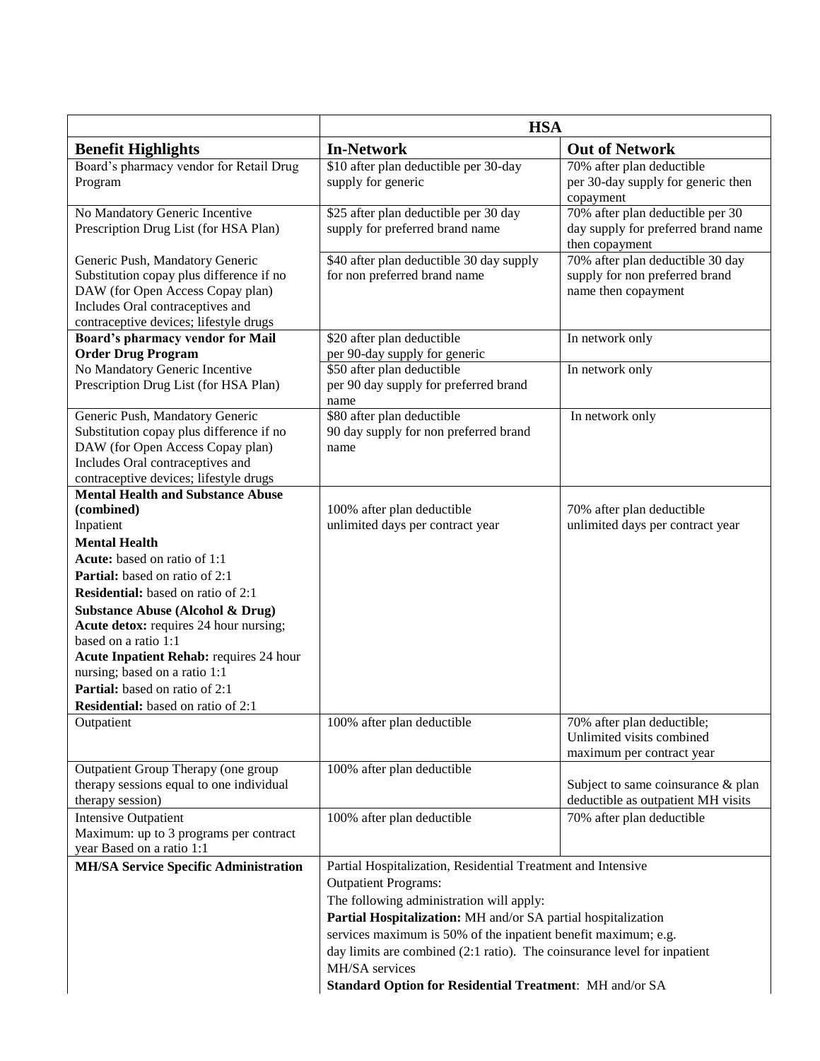| | HSA | |
|---|---|---|
| **Benefit Highlights** | **In-Network** | **Out of Network** |
| Board's pharmacy vendor for Retail Drug Program | $10 after plan deductible per 30-day supply for generic | 70% after plan deductible per 30-day supply for generic then copayment |
| No Mandatory Generic Incentive Prescription Drug List (for HSA Plan) | $25 after plan deductible per 30 day supply for preferred brand name | 70% after plan deductible per 30 day supply for preferred brand name then copayment |
| Generic Push, Mandatory Generic Substitution copay plus difference if no DAW (for Open Access Copay plan) Includes Oral contraceptives and contraceptive devices; lifestyle drugs | $40 after plan deductible 30 day supply for non preferred brand name | 70% after plan deductible 30 day supply for non preferred brand name then copayment |
| **Board's pharmacy vendor for Mail Order Drug Program** | $20 after plan deductible per 90-day supply for generic | In network only |
| No Mandatory Generic Incentive Prescription Drug List (for HSA Plan) | $50 after plan deductible per 90 day supply for preferred brand name | In network only |
| Generic Push, Mandatory Generic Substitution copay plus difference if no DAW (for Open Access Copay plan) Includes Oral contraceptives and contraceptive devices; lifestyle drugs | $80 after plan deductible 90 day supply for non preferred brand name | In network only |
| **Mental Health and Substance Abuse (combined)** Inpatient **Mental Health** **Acute:** based on ratio of 1:1 **Partial:** based on ratio of 2:1 **Residential:** based on ratio of 2:1 **Substance Abuse (Alcohol & Drug)** **Acute detox:** requires 24 hour nursing; based on a ratio 1:1 **Acute Inpatient Rehab:** requires 24 hour nursing; based on a ratio 1:1 **Partial:** based on ratio of 2:1 **Residential:** based on ratio of 2:1 | 100% after plan deductible unlimited days per contract year | 70% after plan deductible unlimited days per contract year |
| Outpatient | 100% after plan deductible | 70% after plan deductible; Unlimited visits combined maximum per contract year |
| Outpatient Group Therapy (one group therapy sessions equal to one individual therapy session) | 100% after plan deductible | Subject to same coinsurance & plan deductible as outpatient MH visits |
| Intensive Outpatient Maximum: up to 3 programs per contract year Based on a ratio 1:1 | 100% after plan deductible | 70% after plan deductible |
| **MH/SA Service Specific Administration** | Partial Hospitalization, Residential Treatment and Intensive Outpatient Programs: The following administration will apply: **Partial Hospitalization:** MH and/or SA partial hospitalization services maximum is 50% of the inpatient benefit maximum; e.g. day limits are combined (2:1 ratio). The coinsurance level for inpatient MH/SA services **Standard Option for Residential Treatment**: MH and/or SA | |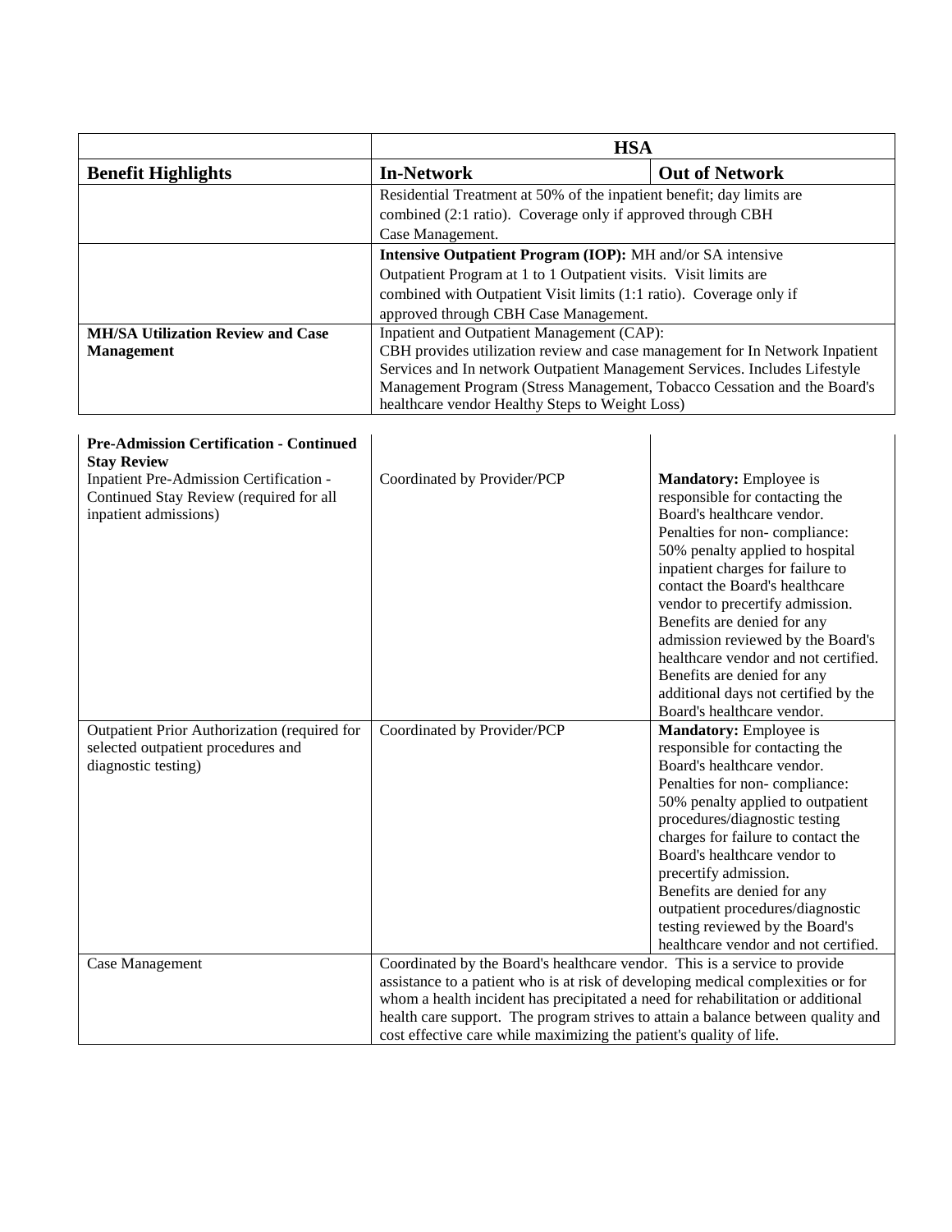| | HSA | |
|---|---|---|
| **Benefit Highlights** | **In-Network** | **Out of Network** |
| | Residential Treatment at 50% of the inpatient benefit; day limits are combined (2:1 ratio). Coverage only if approved through CBH Case Management. | |
| | **Intensive Outpatient Program (IOP):** MH and/or SA intensive Outpatient Program at 1 to 1 Outpatient visits. Visit limits are combined with Outpatient Visit limits (1:1 ratio). Coverage only if approved through CBH Case Management. | |
| **MH/SA Utilization Review and Case Management** | Inpatient and Outpatient Management (CAP): CBH provides utilization review and case management for In Network Inpatient Services and In network Outpatient Management Services. Includes Lifestyle Management Program (Stress Management, Tobacco Cessation and the Board's healthcare vendor Healthy Steps to Weight Loss) | |
| **Pre-Admission Certification - Continued Stay Review**<br>Inpatient Pre-Admission Certification - Continued Stay Review (required for all inpatient admissions) | Coordinated by Provider/PCP | **Mandatory:** Employee is responsible for contacting the Board's healthcare vendor. Penalties for non- compliance: 50% penalty applied to hospital inpatient charges for failure to contact the Board's healthcare vendor to precertify admission. Benefits are denied for any admission reviewed by the Board's healthcare vendor and not certified. Benefits are denied for any additional days not certified by the Board's healthcare vendor. |
| Outpatient Prior Authorization (required for selected outpatient procedures and diagnostic testing) | Coordinated by Provider/PCP | **Mandatory:** Employee is responsible for contacting the Board's healthcare vendor. Penalties for non- compliance: 50% penalty applied to outpatient procedures/diagnostic testing charges for failure to contact the Board's healthcare vendor to precertify admission. Benefits are denied for any outpatient procedures/diagnostic testing reviewed by the Board's healthcare vendor and not certified. |
| Case Management | Coordinated by the Board's healthcare vendor. This is a service to provide assistance to a patient who is at risk of developing medical complexities or for whom a health incident has precipitated a need for rehabilitation or additional health care support. The program strives to attain a balance between quality and cost effective care while maximizing the patient's quality of life. | |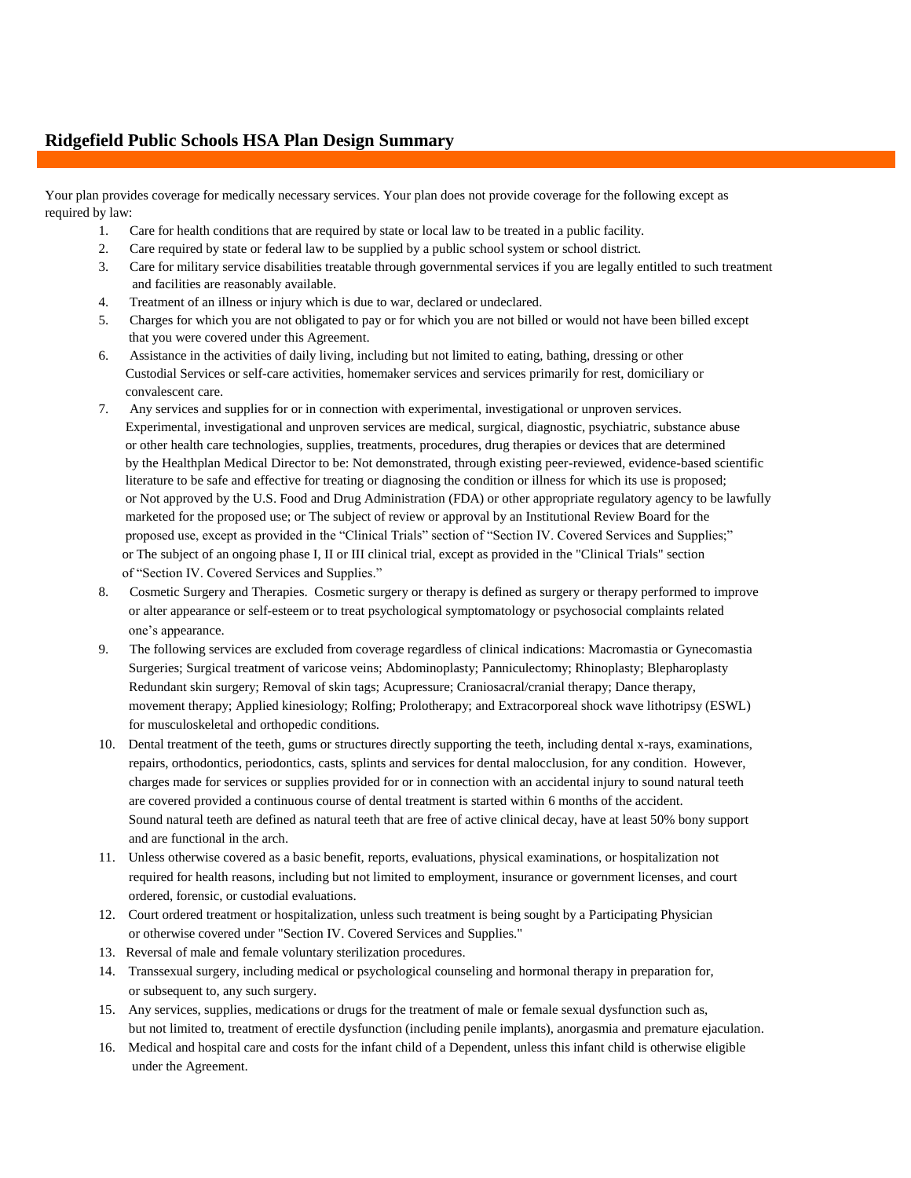## Ridgefield Public Schools HSA Plan Design Summary

Your plan provides coverage for medically necessary services. Your plan does not provide coverage for the following except as required by law:

1. Care for health conditions that are required by state or local law to be treated in a public facility.
2. Care required by state or federal law to be supplied by a public school system or school district.
3. Care for military service disabilities treatable through governmental services if you are legally entitled to such treatment and facilities are reasonably available.
4. Treatment of an illness or injury which is due to war, declared or undeclared.
5. Charges for which you are not obligated to pay or for which you are not billed or would not have been billed except that you were covered under this Agreement.
6. Assistance in the activities of daily living, including but not limited to eating, bathing, dressing or other Custodial Services or self-care activities, homemaker services and services primarily for rest, domiciliary or convalescent care.
7. Any services and supplies for or in connection with experimental, investigational or unproven services. Experimental, investigational and unproven services are medical, surgical, diagnostic, psychiatric, substance abuse or other health care technologies, supplies, treatments, procedures, drug therapies or devices that are determined by the Healthplan Medical Director to be: Not demonstrated, through existing peer-reviewed, evidence-based scientific literature to be safe and effective for treating or diagnosing the condition or illness for which its use is proposed; or Not approved by the U.S. Food and Drug Administration (FDA) or other appropriate regulatory agency to be lawfully marketed for the proposed use; or The subject of review or approval by an Institutional Review Board for the proposed use, except as provided in the "Clinical Trials" section of "Section IV. Covered Services and Supplies;" or The subject of an ongoing phase I, II or III clinical trial, except as provided in the "Clinical Trials" section of "Section IV. Covered Services and Supplies."
8. Cosmetic Surgery and Therapies. Cosmetic surgery or therapy is defined as surgery or therapy performed to improve or alter appearance or self-esteem or to treat psychological symptomatology or psychosocial complaints related one's appearance.
9. The following services are excluded from coverage regardless of clinical indications: Macromastia or Gynecomastia Surgeries; Surgical treatment of varicose veins; Abdominoplasty; Panniculectomy; Rhinoplasty; Blepharoplasty Redundant skin surgery; Removal of skin tags; Acupressure; Craniosacral/cranial therapy; Dance therapy, movement therapy; Applied kinesiology; Rolfing; Prolotherapy; and Extracorporeal shock wave lithotripsy (ESWL) for musculoskeletal and orthopedic conditions.
10. Dental treatment of the teeth, gums or structures directly supporting the teeth, including dental x-rays, examinations, repairs, orthodontics, periodontics, casts, splints and services for dental malocclusion, for any condition. However, charges made for services or supplies provided for or in connection with an accidental injury to sound natural teeth are covered provided a continuous course of dental treatment is started within 6 months of the accident. Sound natural teeth are defined as natural teeth that are free of active clinical decay, have at least 50% bony support and are functional in the arch.
11. Unless otherwise covered as a basic benefit, reports, evaluations, physical examinations, or hospitalization not required for health reasons, including but not limited to employment, insurance or government licenses, and court ordered, forensic, or custodial evaluations.
12. Court ordered treatment or hospitalization, unless such treatment is being sought by a Participating Physician or otherwise covered under "Section IV. Covered Services and Supplies."
13. Reversal of male and female voluntary sterilization procedures.
14. Transsexual surgery, including medical or psychological counseling and hormonal therapy in preparation for, or subsequent to, any such surgery.
15. Any services, supplies, medications or drugs for the treatment of male or female sexual dysfunction such as, but not limited to, treatment of erectile dysfunction (including penile implants), anorgasmia and premature ejaculation.
16. Medical and hospital care and costs for the infant child of a Dependent, unless this infant child is otherwise eligible under the Agreement.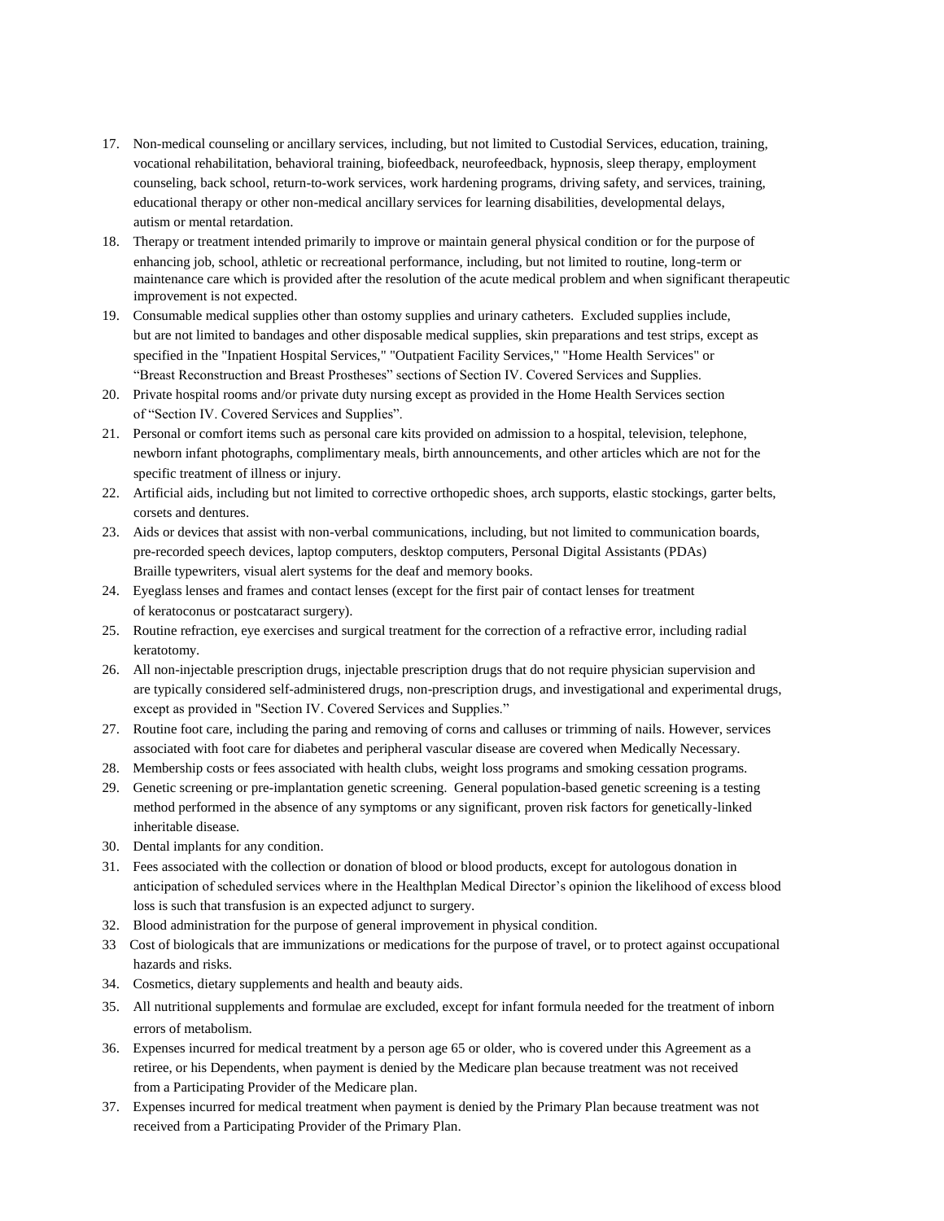17. Non-medical counseling or ancillary services, including, but not limited to Custodial Services, education, training, vocational rehabilitation, behavioral training, biofeedback, neurofeedback, hypnosis, sleep therapy, employment counseling, back school, return-to-work services, work hardening programs, driving safety, and services, training, educational therapy or other non-medical ancillary services for learning disabilities, developmental delays, autism or mental retardation.
18. Therapy or treatment intended primarily to improve or maintain general physical condition or for the purpose of enhancing job, school, athletic or recreational performance, including, but not limited to routine, long-term or maintenance care which is provided after the resolution of the acute medical problem and when significant therapeutic improvement is not expected.
19. Consumable medical supplies other than ostomy supplies and urinary catheters. Excluded supplies include, but are not limited to bandages and other disposable medical supplies, skin preparations and test strips, except as specified in the "Inpatient Hospital Services," "Outpatient Facility Services," "Home Health Services" or "Breast Reconstruction and Breast Prostheses" sections of Section IV. Covered Services and Supplies.
20. Private hospital rooms and/or private duty nursing except as provided in the Home Health Services section of "Section IV. Covered Services and Supplies".
21. Personal or comfort items such as personal care kits provided on admission to a hospital, television, telephone, newborn infant photographs, complimentary meals, birth announcements, and other articles which are not for the specific treatment of illness or injury.
22. Artificial aids, including but not limited to corrective orthopedic shoes, arch supports, elastic stockings, garter belts, corsets and dentures.
23. Aids or devices that assist with non-verbal communications, including, but not limited to communication boards, pre-recorded speech devices, laptop computers, desktop computers, Personal Digital Assistants (PDAs) Braille typewriters, visual alert systems for the deaf and memory books.
24. Eyeglass lenses and frames and contact lenses (except for the first pair of contact lenses for treatment of keratoconus or postcataract surgery).
25. Routine refraction, eye exercises and surgical treatment for the correction of a refractive error, including radial keratotomy.
26. All non-injectable prescription drugs, injectable prescription drugs that do not require physician supervision and are typically considered self-administered drugs, non-prescription drugs, and investigational and experimental drugs, except as provided in "Section IV. Covered Services and Supplies."
27. Routine foot care, including the paring and removing of corns and calluses or trimming of nails. However, services associated with foot care for diabetes and peripheral vascular disease are covered when Medically Necessary.
28. Membership costs or fees associated with health clubs, weight loss programs and smoking cessation programs.
29. Genetic screening or pre-implantation genetic screening. General population-based genetic screening is a testing method performed in the absence of any symptoms or any significant, proven risk factors for genetically-linked inheritable disease.
30. Dental implants for any condition.
31. Fees associated with the collection or donation of blood or blood products, except for autologous donation in anticipation of scheduled services where in the Healthplan Medical Director's opinion the likelihood of excess blood loss is such that transfusion is an expected adjunct to surgery.
32. Blood administration for the purpose of general improvement in physical condition.
33. Cost of biologicals that are immunizations or medications for the purpose of travel, or to protect against occupational hazards and risks.
34. Cosmetics, dietary supplements and health and beauty aids.
35. All nutritional supplements and formulae are excluded, except for infant formula needed for the treatment of inborn errors of metabolism.
36. Expenses incurred for medical treatment by a person age 65 or older, who is covered under this Agreement as a retiree, or his Dependents, when payment is denied by the Medicare plan because treatment was not received from a Participating Provider of the Medicare plan.
37. Expenses incurred for medical treatment when payment is denied by the Primary Plan because treatment was not received from a Participating Provider of the Primary Plan.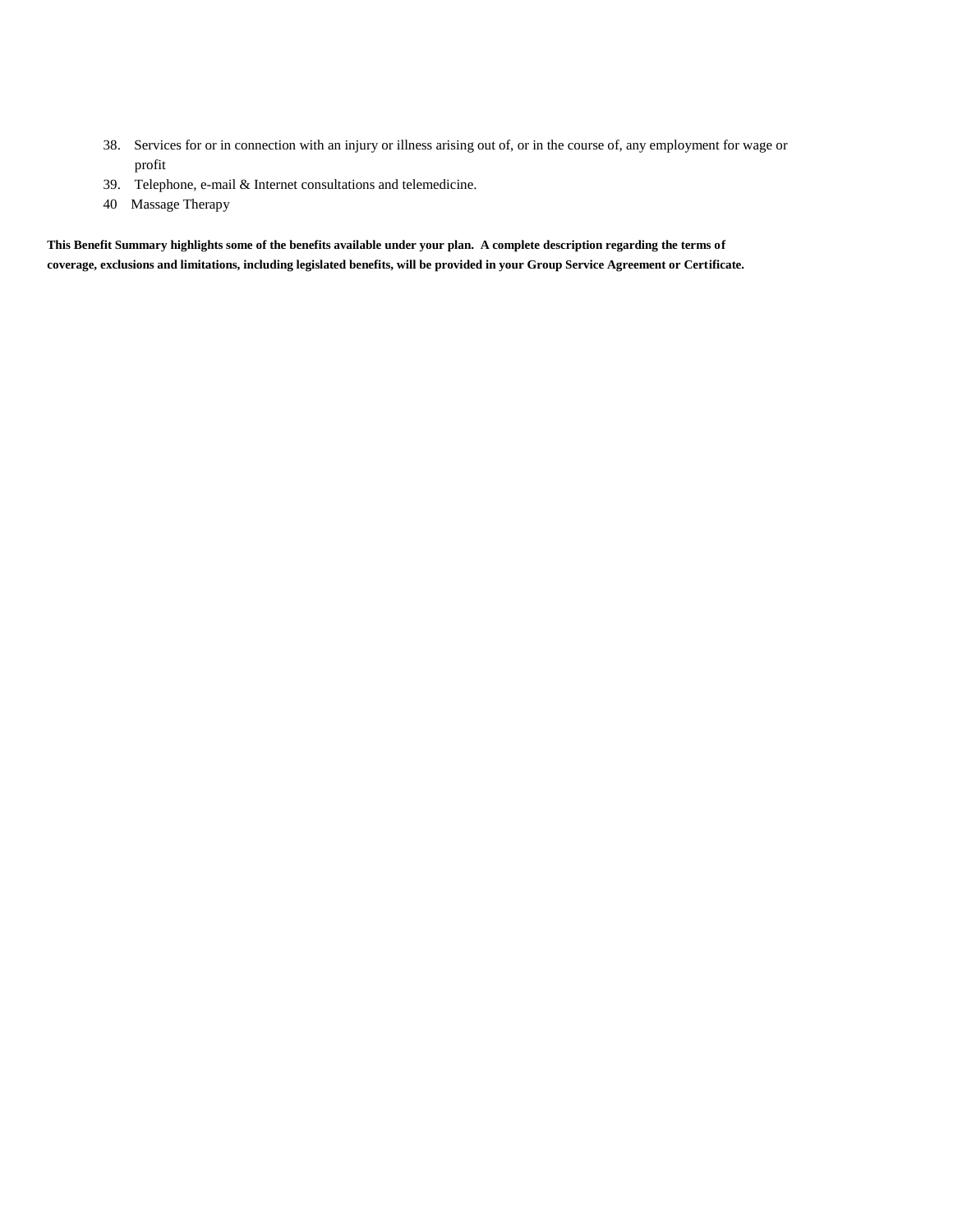38. Services for or in connection with an injury or illness arising out of, or in the course of, any employment for wage or profit
39. Telephone, e-mail & Internet consultations and telemedicine.
40 Massage Therapy

**This Benefit Summary highlights some of the benefits available under your plan. A complete description regarding the terms of coverage, exclusions and limitations, including legislated benefits, will be provided in your Group Service Agreement or Certificate.**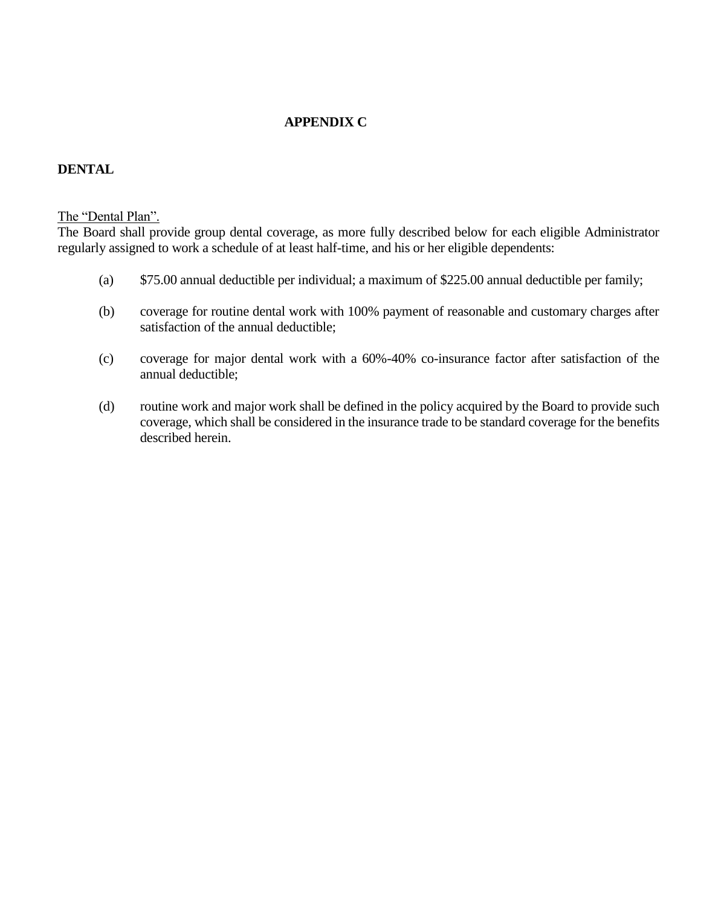# APPENDIX C

## DENTAL

The "Dental Plan".
The Board shall provide group dental coverage, as more fully described below for each eligible Administrator regularly assigned to work a schedule of at least half-time, and his or her eligible dependents:

(a) $75.00 annual deductible per individual; a maximum of $225.00 annual deductible per family;

(b) coverage for routine dental work with 100% payment of reasonable and customary charges after satisfaction of the annual deductible;

(c) coverage for major dental work with a 60%-40% co-insurance factor after satisfaction of the annual deductible;

(d) routine work and major work shall be defined in the policy acquired by the Board to provide such coverage, which shall be considered in the insurance trade to be standard coverage for the benefits described herein.